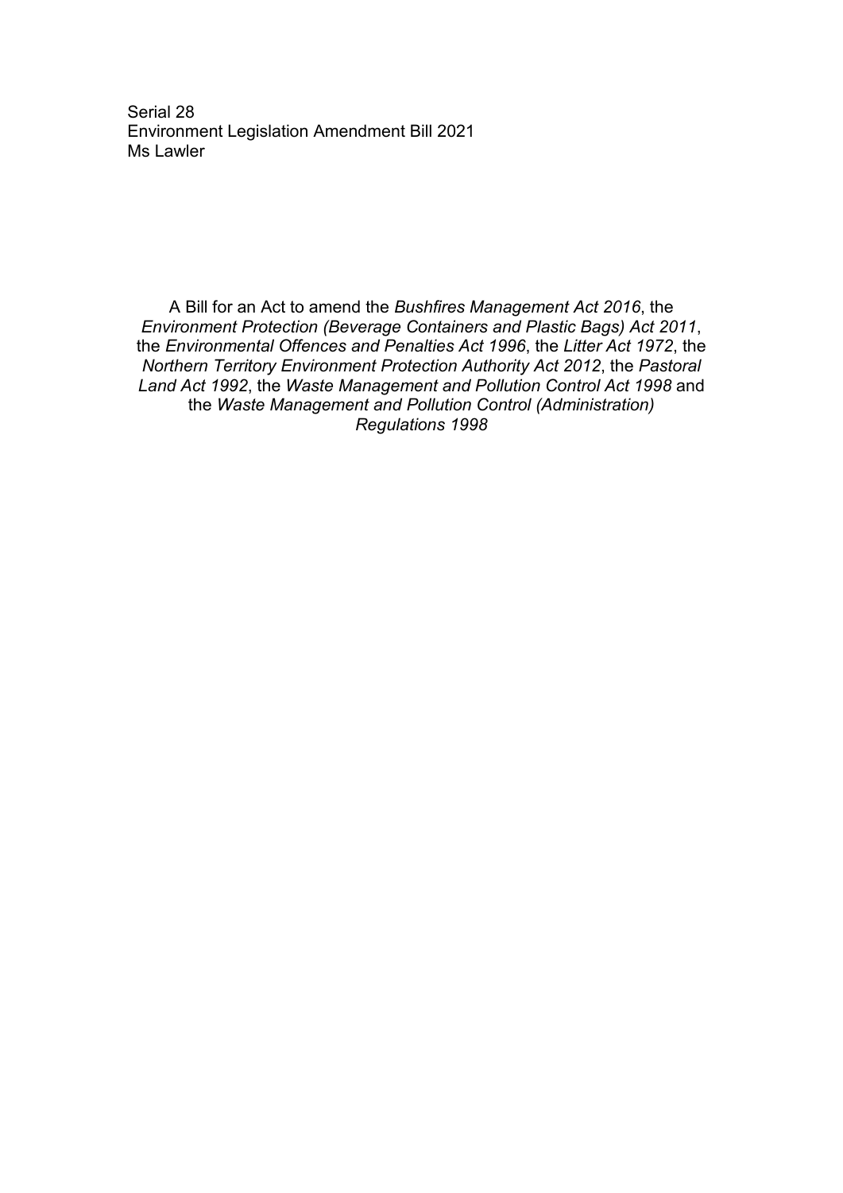Serial 28
Environment Legislation Amendment Bill 2021
Ms Lawler

A Bill for an Act to amend the *Bushfires Management Act 2016*, the *Environment Protection (Beverage Containers and Plastic Bags) Act 2011*, the *Environmental Offences and Penalties Act 1996*, the *Litter Act 1972*, the *Northern Territory Environment Protection Authority Act 2012*, the *Pastoral Land Act 1992*, the *Waste Management and Pollution Control Act 1998* and the *Waste Management and Pollution Control (Administration) Regulations 1998*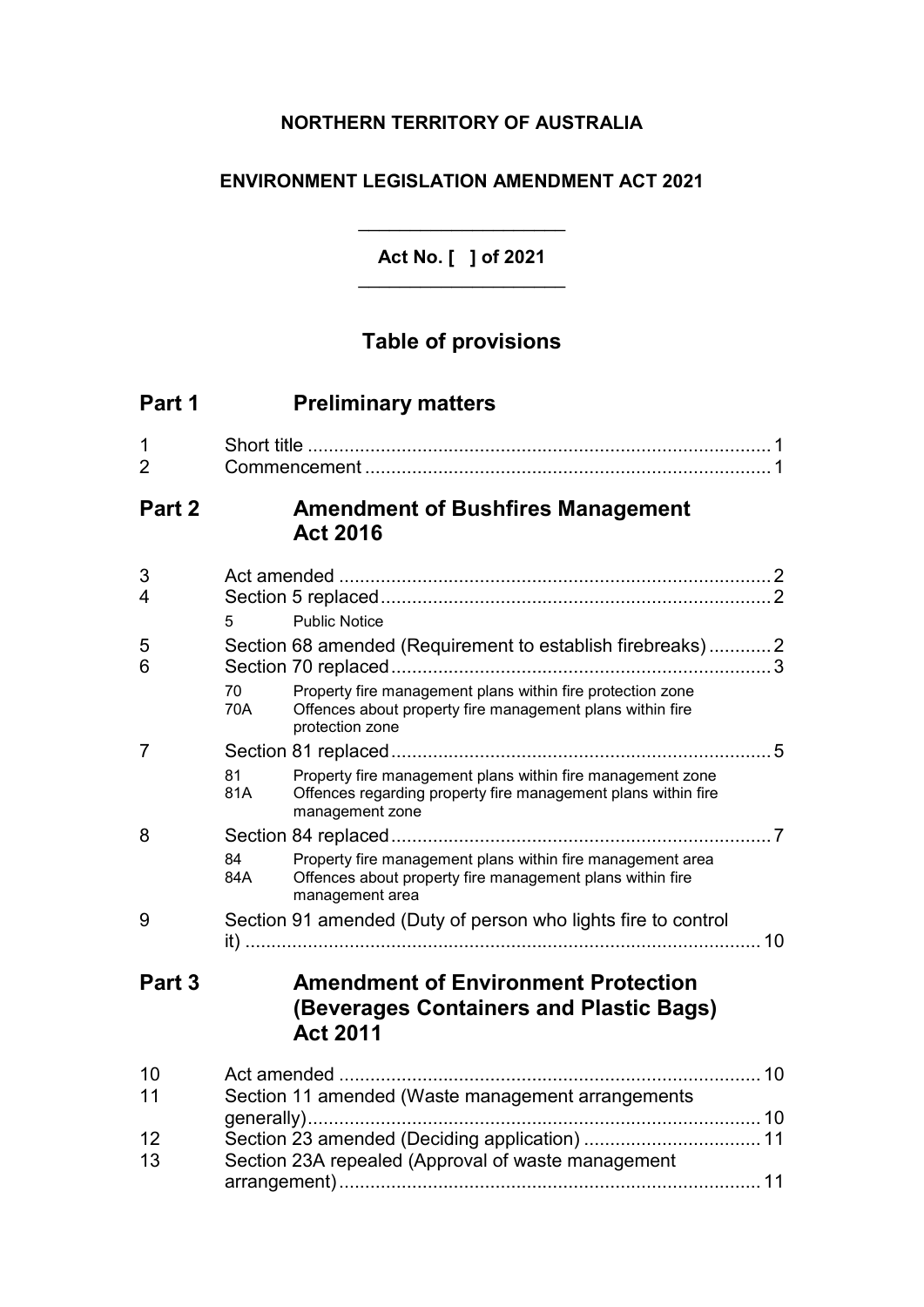**NORTHERN TERRITORY OF AUSTRALIA**

**ENVIRONMENT LEGISLATION AMENDMENT ACT 2021**

**Act No. [ ] of 2021**

## Table of provisions

## Part 1 Preliminary matters

1 Short title ........................................................................................ 1
2 Commencement ............................................................................. 1

## Part 2 Amendment of Bushfires Management Act 2016

3 Act amended .................................................................................. 2
4 Section 5 replaced .......................................................................... 2
 5 Public Notice
5 Section 68 amended (Requirement to establish firebreaks) ............ 2
6 Section 70 replaced ......................................................................... 3
 70 Property fire management plans within fire protection zone
 70A Offences about property fire management plans within fire protection zone
7 Section 81 replaced ......................................................................... 5
 81 Property fire management plans within fire management zone
 81A Offences regarding property fire management plans within fire management zone
8 Section 84 replaced ......................................................................... 7
 84 Property fire management plans within fire management area
 84A Offences about property fire management plans within fire management area
9 Section 91 amended (Duty of person who lights fire to control it) .................................................................................................. 10

## Part 3 Amendment of Environment Protection (Beverages Containers and Plastic Bags) Act 2011

10 Act amended ................................................................................. 10
11 Section 11 amended (Waste management arrangements generally) ...................................................................................... 10
12 Section 23 amended (Deciding application) .................................. 11
13 Section 23A repealed (Approval of waste management arrangement) ................................................................................. 11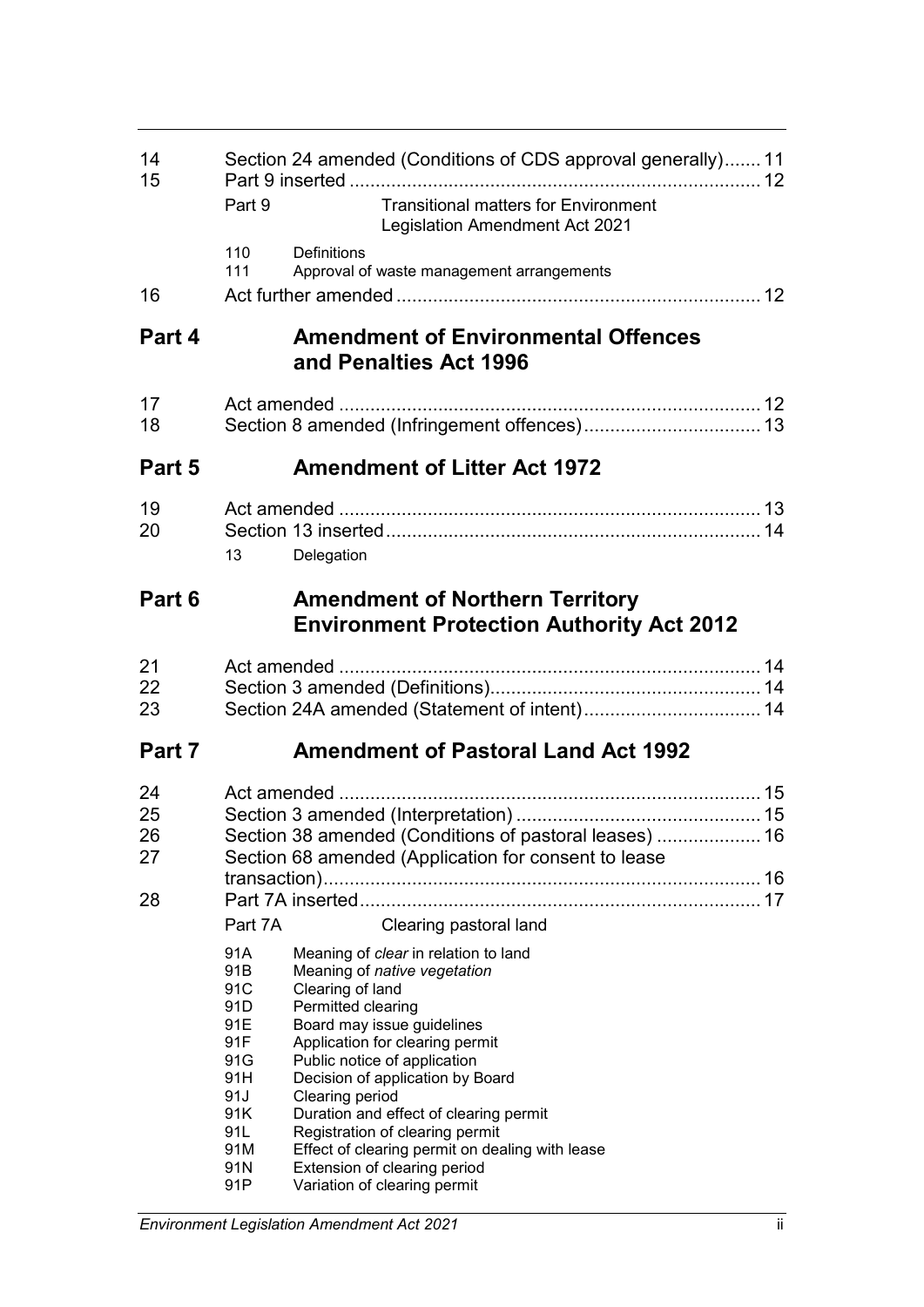| | | |
|---|---|---|
| 14 | Section 24 amended (Conditions of CDS approval generally) | 11 |
| 15 | Part 9 inserted | 12 |
| | Part 9 Transitional matters for Environment Legislation Amendment Act 2021 | |
| | 110 Definitions | |
| | 111 Approval of waste management arrangements | |
| 16 | Act further amended | 12 |

## Part 4 Amendment of Environmental Offences and Penalties Act 1996

| | | |
|---|---|---|
| 17 | Act amended | 12 |
| 18 | Section 8 amended (Infringement offences) | 13 |

## Part 5 Amendment of Litter Act 1972

| | | |
|---|---|---|
| 19 | Act amended | 13 |
| 20 | Section 13 inserted | 14 |
| | 13 Delegation | |

## Part 6 Amendment of Northern Territory Environment Protection Authority Act 2012

| | | |
|---|---|---|
| 21 | Act amended | 14 |
| 22 | Section 3 amended (Definitions) | 14 |
| 23 | Section 24A amended (Statement of intent) | 14 |

## Part 7 Amendment of Pastoral Land Act 1992

| | | |
|---|---|---|
| 24 | Act amended | 15 |
| 25 | Section 3 amended (Interpretation) | 15 |
| 26 | Section 38 amended (Conditions of pastoral leases) | 16 |
| 27 | Section 68 amended (Application for consent to lease transaction) | 16 |
| 28 | Part 7A inserted | 17 |
| | Part 7A Clearing pastoral land | |
| | 91A Meaning of *clear* in relation to land | |
| | 91B Meaning of *native vegetation* | |
| | 91C Clearing of land | |
| | 91D Permitted clearing | |
| | 91E Board may issue guidelines | |
| | 91F Application for clearing permit | |
| | 91G Public notice of application | |
| | 91H Decision of application by Board | |
| | 91J Clearing period | |
| | 91K Duration and effect of clearing permit | |
| | 91L Registration of clearing permit | |
| | 91M Effect of clearing permit on dealing with lease | |
| | 91N Extension of clearing period | |
| | 91P Variation of clearing permit | |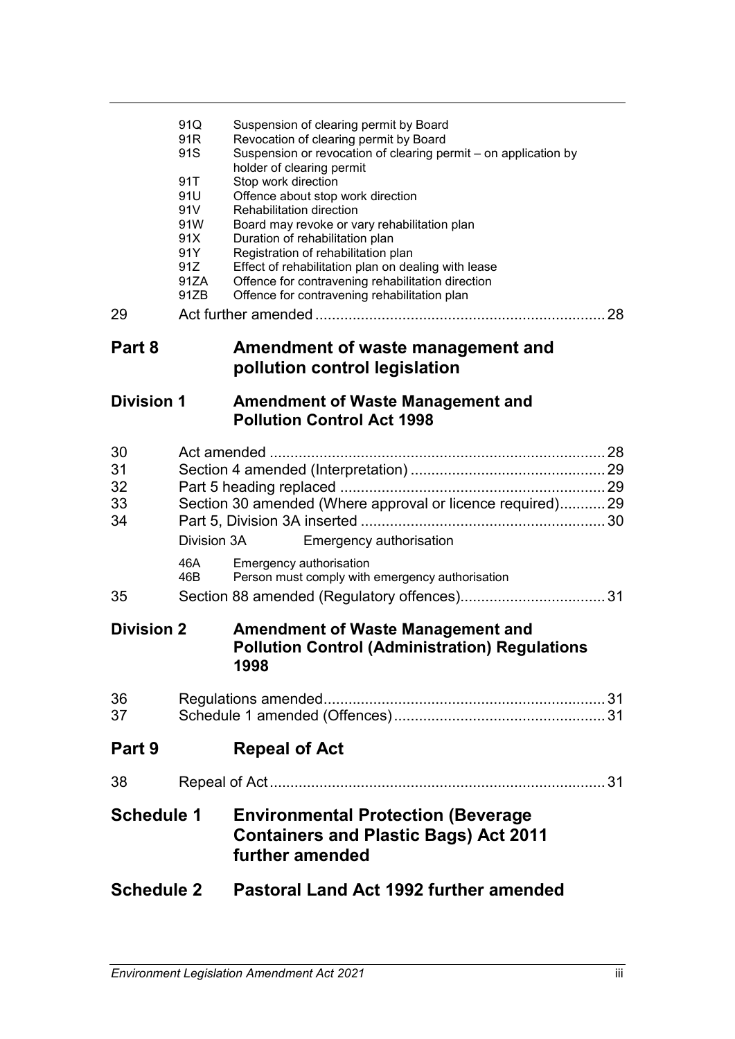91Q Suspension of clearing permit by Board
91R Revocation of clearing permit by Board
91S Suspension or revocation of clearing permit – on application by holder of clearing permit
91T Stop work direction
91U Offence about stop work direction
91V Rehabilitation direction
91W Board may revoke or vary rehabilitation plan
91X Duration of rehabilitation plan
91Y Registration of rehabilitation plan
91Z Effect of rehabilitation plan on dealing with lease
91ZA Offence for contravening rehabilitation direction
91ZB Offence for contravening rehabilitation plan

29 Act further amended ..... 28

## Part 8 Amendment of waste management and pollution control legislation

### Division 1 Amendment of Waste Management and Pollution Control Act 1998

30 Act amended ..... 28
31 Section 4 amended (Interpretation) ..... 29
32 Part 5 heading replaced ..... 29
33 Section 30 amended (Where approval or licence required) ..... 29
34 Part 5, Division 3A inserted ..... 30

Division 3A Emergency authorisation

46A Emergency authorisation
46B Person must comply with emergency authorisation

35 Section 88 amended (Regulatory offences) ..... 31

### Division 2 Amendment of Waste Management and Pollution Control (Administration) Regulations 1998

36 Regulations amended ..... 31
37 Schedule 1 amended (Offences) ..... 31

## Part 9 Repeal of Act

38 Repeal of Act ..... 31

## Schedule 1 Environmental Protection (Beverage Containers and Plastic Bags) Act 2011 further amended

## Schedule 2 Pastoral Land Act 1992 further amended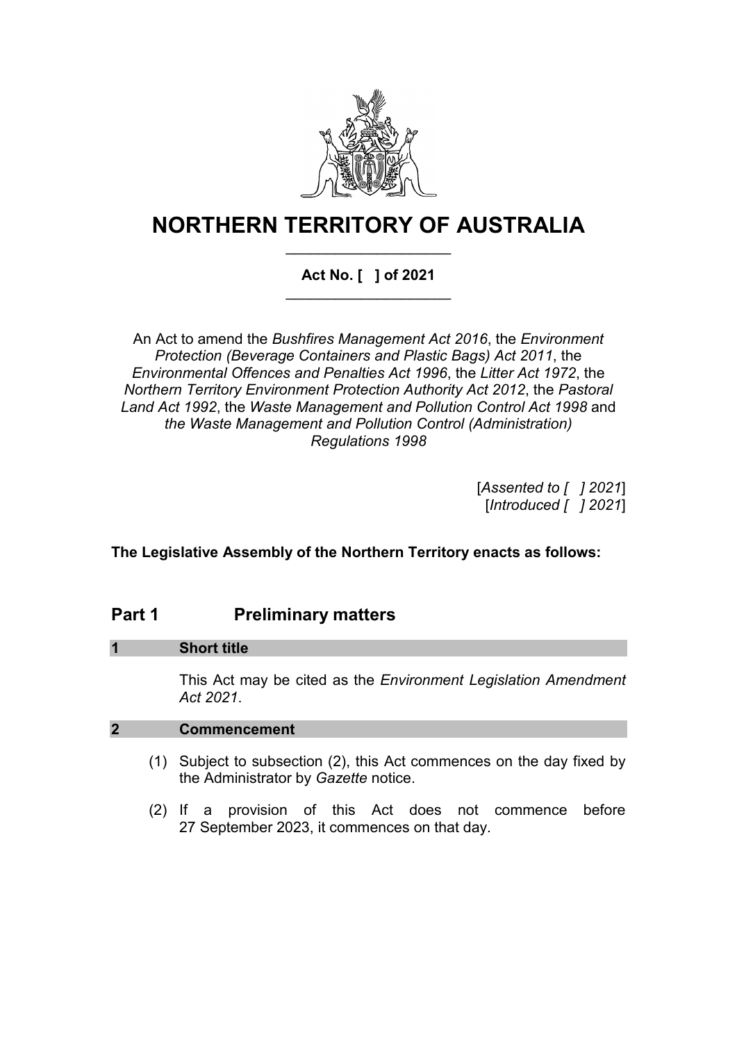# NORTHERN TERRITORY OF AUSTRALIA

**Act No. [ ] of 2021**

An Act to amend the *Bushfires Management Act 2016*, the *Environment Protection (Beverage Containers and Plastic Bags) Act 2011*, the *Environmental Offences and Penalties Act 1996*, the *Litter Act 1972*, the *Northern Territory Environment Protection Authority Act 2012*, the *Pastoral Land Act 1992*, the *Waste Management and Pollution Control Act 1998* and *the Waste Management and Pollution Control (Administration) Regulations 1998*

[*Assented to [ ] 2021*]
[*Introduced [ ] 2021*]

**The Legislative Assembly of the Northern Territory enacts as follows:**

## Part 1 Preliminary matters

### 1 Short title

This Act may be cited as the *Environment Legislation Amendment Act 2021*.

### 2 Commencement

(1) Subject to subsection (2), this Act commences on the day fixed by the Administrator by *Gazette* notice.

(2) If a provision of this Act does not commence before 27 September 2023, it commences on that day.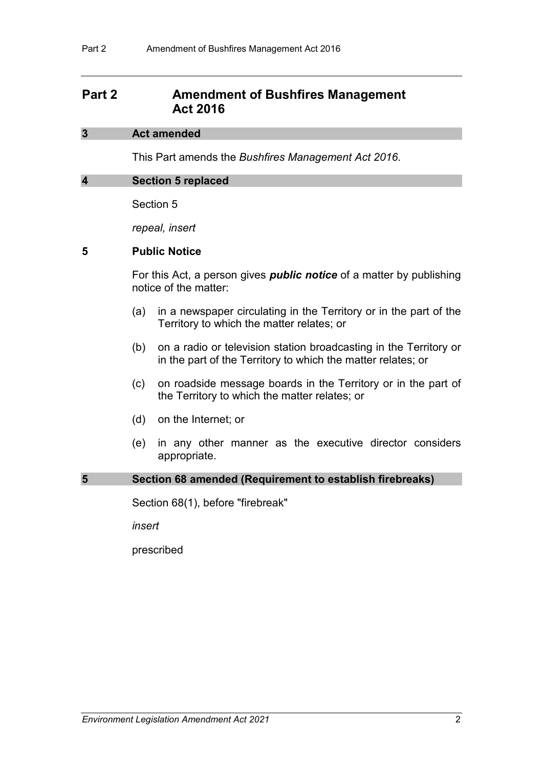## Part 2 Amendment of Bushfires Management Act 2016

### 3 Act amended

This Part amends the *Bushfires Management Act 2016*.

### 4 Section 5 replaced

Section 5

*repeal, insert*

**5 Public Notice**

For this Act, a person gives ***public notice*** of a matter by publishing notice of the matter:

(a) in a newspaper circulating in the Territory or in the part of the Territory to which the matter relates; or

(b) on a radio or television station broadcasting in the Territory or in the part of the Territory to which the matter relates; or

(c) on roadside message boards in the Territory or in the part of the Territory to which the matter relates; or

(d) on the Internet; or

(e) in any other manner as the executive director considers appropriate.

### 5 Section 68 amended (Requirement to establish firebreaks)

Section 68(1), before "firebreak"

*insert*

prescribed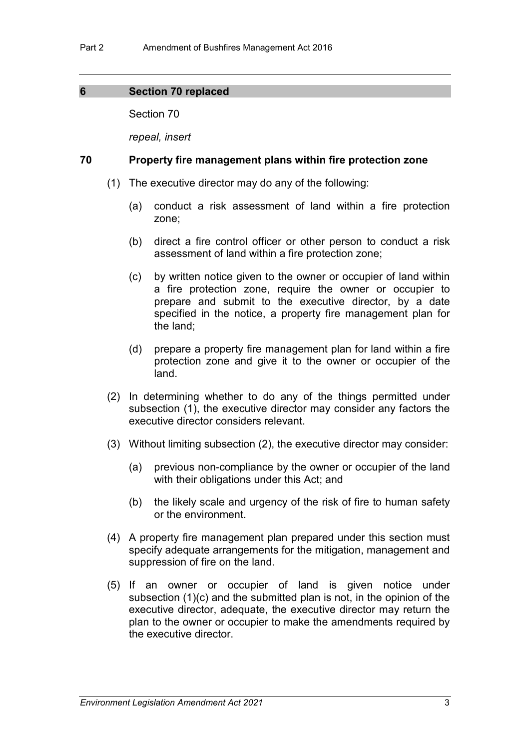## 6 Section 70 replaced

Section 70

*repeal, insert*

### 70 Property fire management plans within fire protection zone

(1) The executive director may do any of the following:

(a) conduct a risk assessment of land within a fire protection zone;

(b) direct a fire control officer or other person to conduct a risk assessment of land within a fire protection zone;

(c) by written notice given to the owner or occupier of land within a fire protection zone, require the owner or occupier to prepare and submit to the executive director, by a date specified in the notice, a property fire management plan for the land;

(d) prepare a property fire management plan for land within a fire protection zone and give it to the owner or occupier of the land.

(2) In determining whether to do any of the things permitted under subsection (1), the executive director may consider any factors the executive director considers relevant.

(3) Without limiting subsection (2), the executive director may consider:

(a) previous non-compliance by the owner or occupier of the land with their obligations under this Act; and

(b) the likely scale and urgency of the risk of fire to human safety or the environment.

(4) A property fire management plan prepared under this section must specify adequate arrangements for the mitigation, management and suppression of fire on the land.

(5) If an owner or occupier of land is given notice under subsection (1)(c) and the submitted plan is not, in the opinion of the executive director, adequate, the executive director may return the plan to the owner or occupier to make the amendments required by the executive director.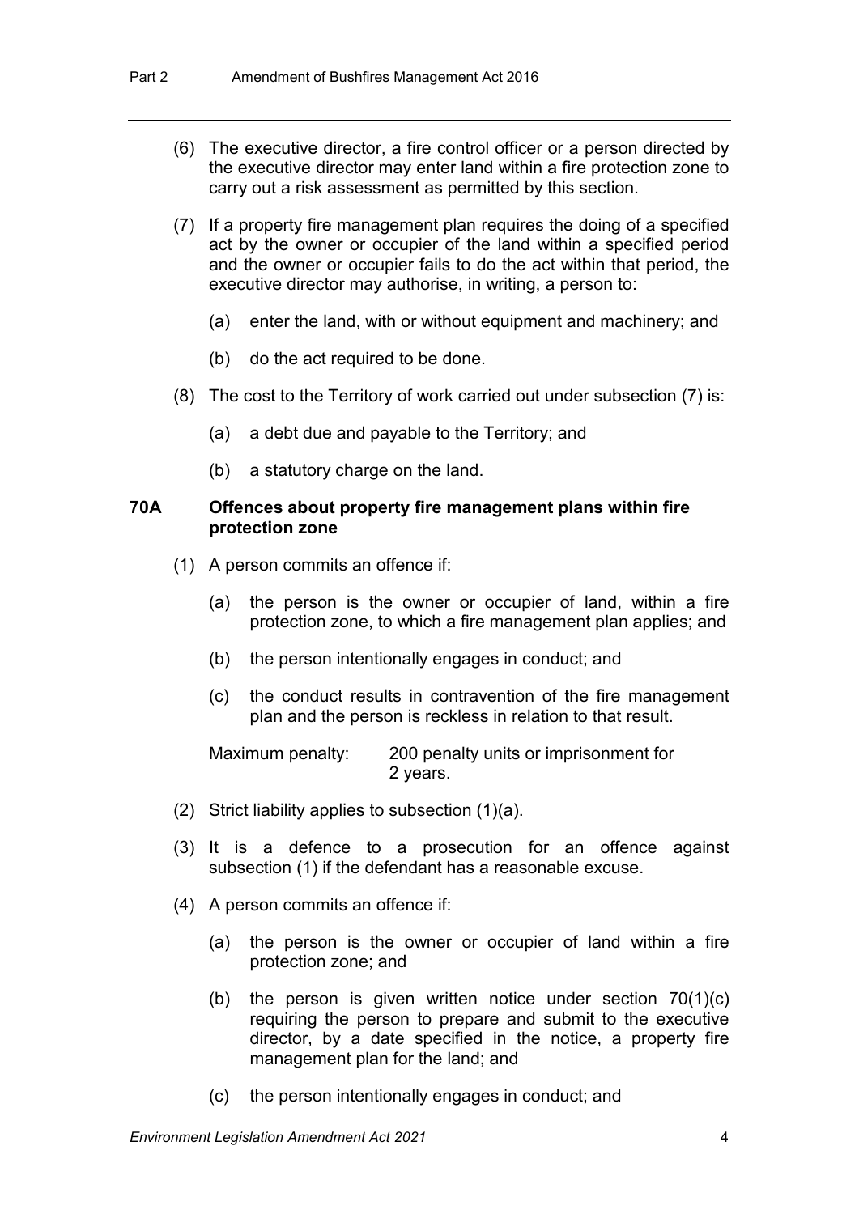(6) The executive director, a fire control officer or a person directed by the executive director may enter land within a fire protection zone to carry out a risk assessment as permitted by this section.

(7) If a property fire management plan requires the doing of a specified act by the owner or occupier of the land within a specified period and the owner or occupier fails to do the act within that period, the executive director may authorise, in writing, a person to:

(a) enter the land, with or without equipment and machinery; and

(b) do the act required to be done.

(8) The cost to the Territory of work carried out under subsection (7) is:

(a) a debt due and payable to the Territory; and

(b) a statutory charge on the land.

### 70A Offences about property fire management plans within fire protection zone

(1) A person commits an offence if:

(a) the person is the owner or occupier of land, within a fire protection zone, to which a fire management plan applies; and

(b) the person intentionally engages in conduct; and

(c) the conduct results in contravention of the fire management plan and the person is reckless in relation to that result.

Maximum penalty: 200 penalty units or imprisonment for 2 years.

(2) Strict liability applies to subsection (1)(a).

(3) It is a defence to a prosecution for an offence against subsection (1) if the defendant has a reasonable excuse.

(4) A person commits an offence if:

(a) the person is the owner or occupier of land within a fire protection zone; and

(b) the person is given written notice under section 70(1)(c) requiring the person to prepare and submit to the executive director, by a date specified in the notice, a property fire management plan for the land; and

(c) the person intentionally engages in conduct; and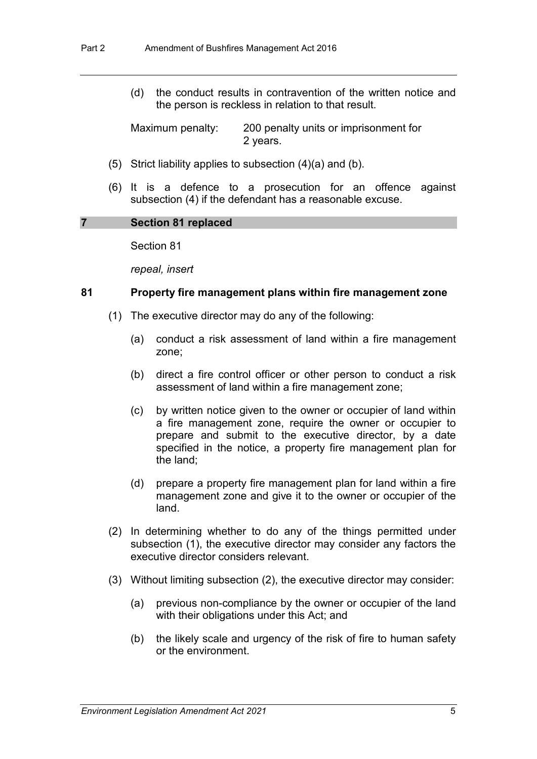(d) the conduct results in contravention of the written notice and the person is reckless in relation to that result.

Maximum penalty: 200 penalty units or imprisonment for 2 years.

(5) Strict liability applies to subsection (4)(a) and (b).

(6) It is a defence to a prosecution for an offence against subsection (4) if the defendant has a reasonable excuse.

## 7 Section 81 replaced

Section 81

*repeal, insert*

### 81 Property fire management plans within fire management zone

(1) The executive director may do any of the following:

(a) conduct a risk assessment of land within a fire management zone;

(b) direct a fire control officer or other person to conduct a risk assessment of land within a fire management zone;

(c) by written notice given to the owner or occupier of land within a fire management zone, require the owner or occupier to prepare and submit to the executive director, by a date specified in the notice, a property fire management plan for the land;

(d) prepare a property fire management plan for land within a fire management zone and give it to the owner or occupier of the land.

(2) In determining whether to do any of the things permitted under subsection (1), the executive director may consider any factors the executive director considers relevant.

(3) Without limiting subsection (2), the executive director may consider:

(a) previous non-compliance by the owner or occupier of the land with their obligations under this Act; and

(b) the likely scale and urgency of the risk of fire to human safety or the environment.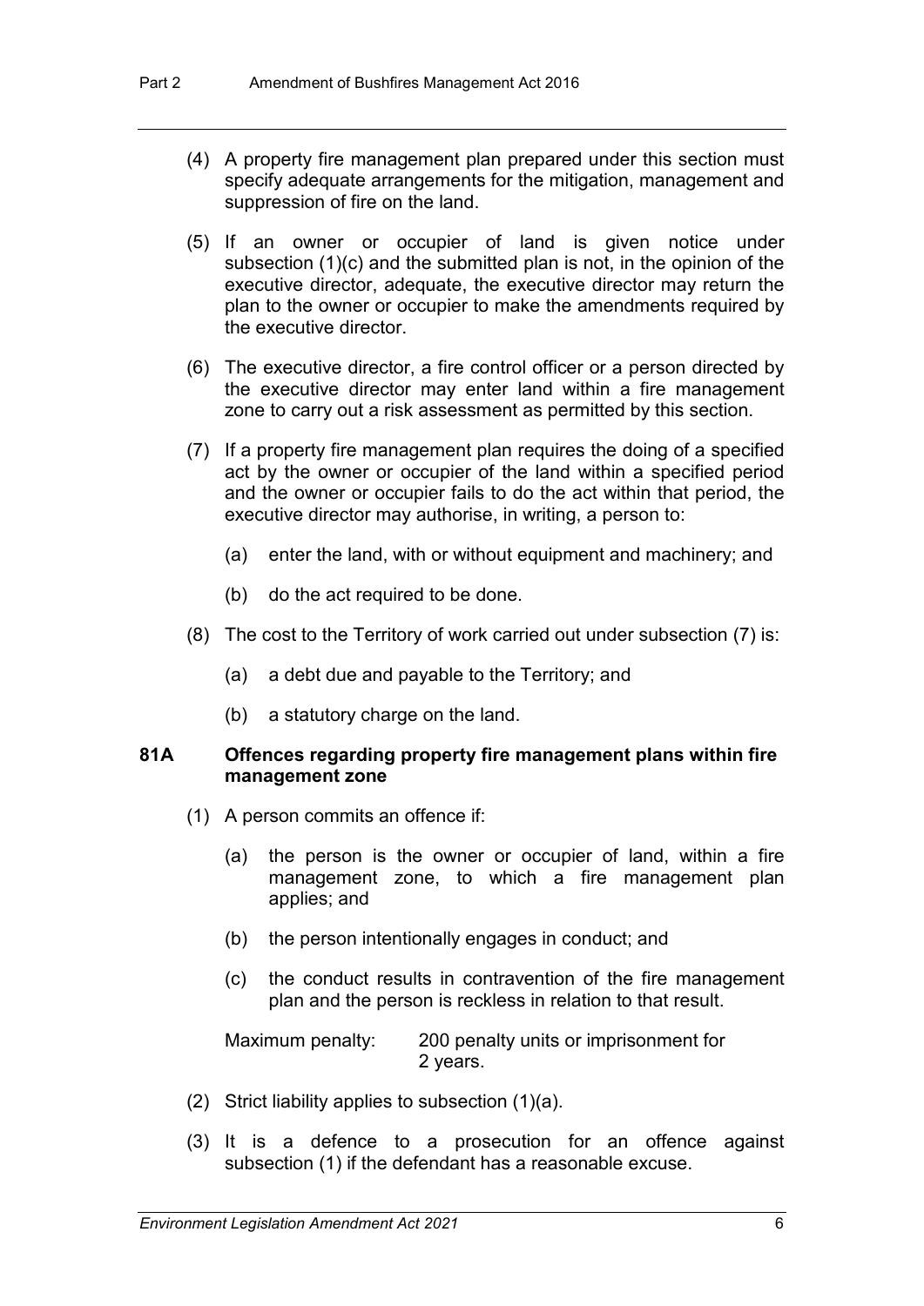(4) A property fire management plan prepared under this section must specify adequate arrangements for the mitigation, management and suppression of fire on the land.

(5) If an owner or occupier of land is given notice under subsection (1)(c) and the submitted plan is not, in the opinion of the executive director, adequate, the executive director may return the plan to the owner or occupier to make the amendments required by the executive director.

(6) The executive director, a fire control officer or a person directed by the executive director may enter land within a fire management zone to carry out a risk assessment as permitted by this section.

(7) If a property fire management plan requires the doing of a specified act by the owner or occupier of the land within a specified period and the owner or occupier fails to do the act within that period, the executive director may authorise, in writing, a person to:

(a) enter the land, with or without equipment and machinery; and

(b) do the act required to be done.

(8) The cost to the Territory of work carried out under subsection (7) is:

(a) a debt due and payable to the Territory; and

(b) a statutory charge on the land.

**81A Offences regarding property fire management plans within fire management zone**

(1) A person commits an offence if:

(a) the person is the owner or occupier of land, within a fire management zone, to which a fire management plan applies; and

(b) the person intentionally engages in conduct; and

(c) the conduct results in contravention of the fire management plan and the person is reckless in relation to that result.

Maximum penalty: 200 penalty units or imprisonment for 2 years.

(2) Strict liability applies to subsection (1)(a).

(3) It is a defence to a prosecution for an offence against subsection (1) if the defendant has a reasonable excuse.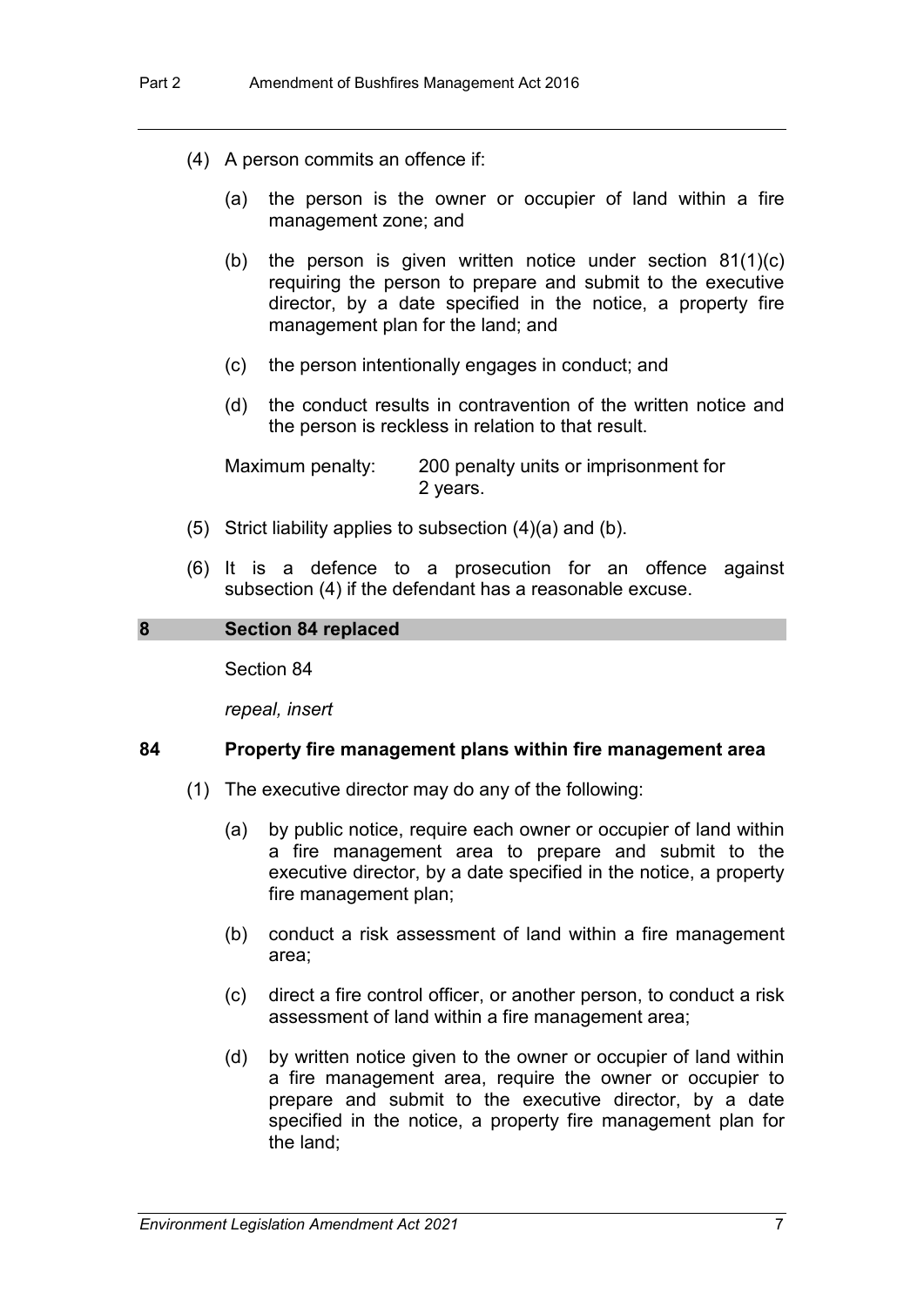(4) A person commits an offence if:

(a) the person is the owner or occupier of land within a fire management zone; and

(b) the person is given written notice under section 81(1)(c) requiring the person to prepare and submit to the executive director, by a date specified in the notice, a property fire management plan for the land; and

(c) the person intentionally engages in conduct; and

(d) the conduct results in contravention of the written notice and the person is reckless in relation to that result.

Maximum penalty: 200 penalty units or imprisonment for 2 years.

(5) Strict liability applies to subsection (4)(a) and (b).

(6) It is a defence to a prosecution for an offence against subsection (4) if the defendant has a reasonable excuse.

## 8 Section 84 replaced

Section 84

*repeal, insert*

### 84 Property fire management plans within fire management area

(1) The executive director may do any of the following:

(a) by public notice, require each owner or occupier of land within a fire management area to prepare and submit to the executive director, by a date specified in the notice, a property fire management plan;

(b) conduct a risk assessment of land within a fire management area;

(c) direct a fire control officer, or another person, to conduct a risk assessment of land within a fire management area;

(d) by written notice given to the owner or occupier of land within a fire management area, require the owner or occupier to prepare and submit to the executive director, by a date specified in the notice, a property fire management plan for the land;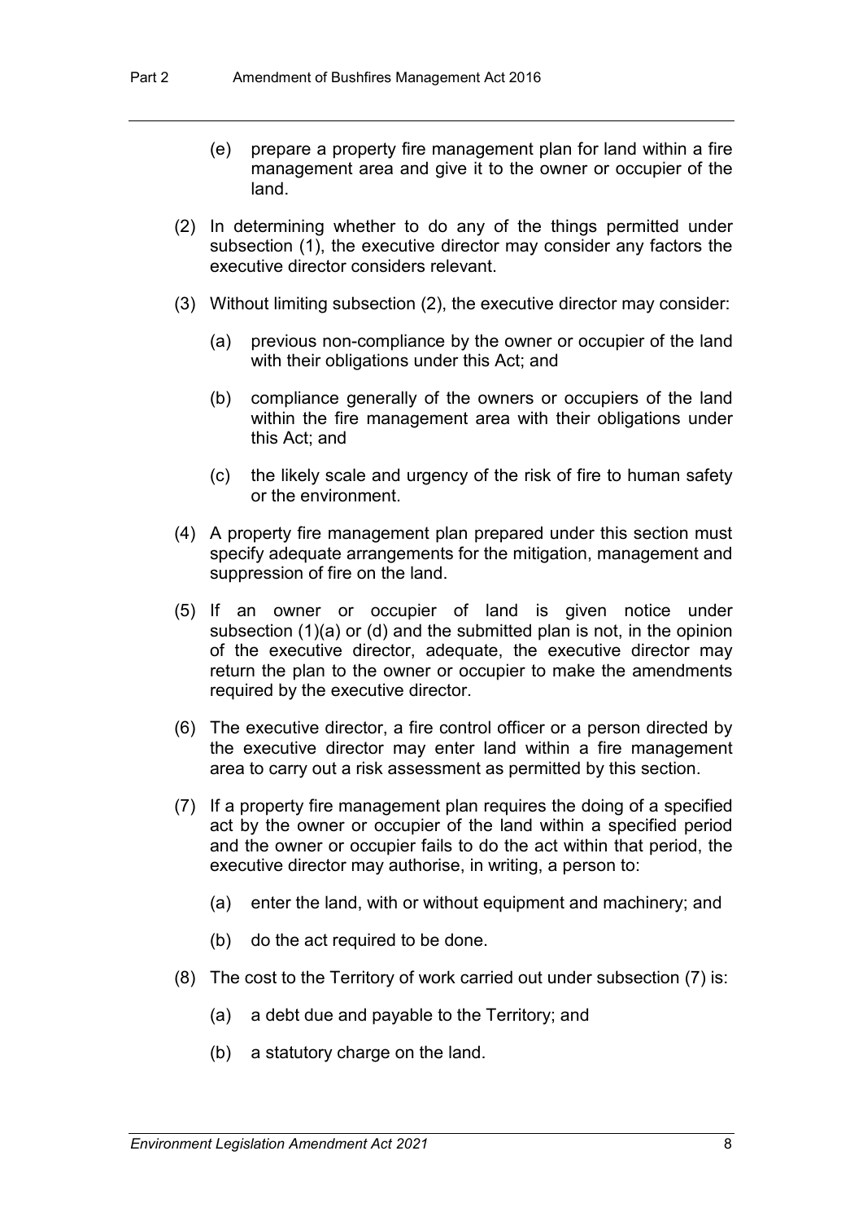(e) prepare a property fire management plan for land within a fire management area and give it to the owner or occupier of the land.

(2) In determining whether to do any of the things permitted under subsection (1), the executive director may consider any factors the executive director considers relevant.

(3) Without limiting subsection (2), the executive director may consider:

(a) previous non-compliance by the owner or occupier of the land with their obligations under this Act; and

(b) compliance generally of the owners or occupiers of the land within the fire management area with their obligations under this Act; and

(c) the likely scale and urgency of the risk of fire to human safety or the environment.

(4) A property fire management plan prepared under this section must specify adequate arrangements for the mitigation, management and suppression of fire on the land.

(5) If an owner or occupier of land is given notice under subsection (1)(a) or (d) and the submitted plan is not, in the opinion of the executive director, adequate, the executive director may return the plan to the owner or occupier to make the amendments required by the executive director.

(6) The executive director, a fire control officer or a person directed by the executive director may enter land within a fire management area to carry out a risk assessment as permitted by this section.

(7) If a property fire management plan requires the doing of a specified act by the owner or occupier of the land within a specified period and the owner or occupier fails to do the act within that period, the executive director may authorise, in writing, a person to:

(a) enter the land, with or without equipment and machinery; and

(b) do the act required to be done.

(8) The cost to the Territory of work carried out under subsection (7) is:

(a) a debt due and payable to the Territory; and

(b) a statutory charge on the land.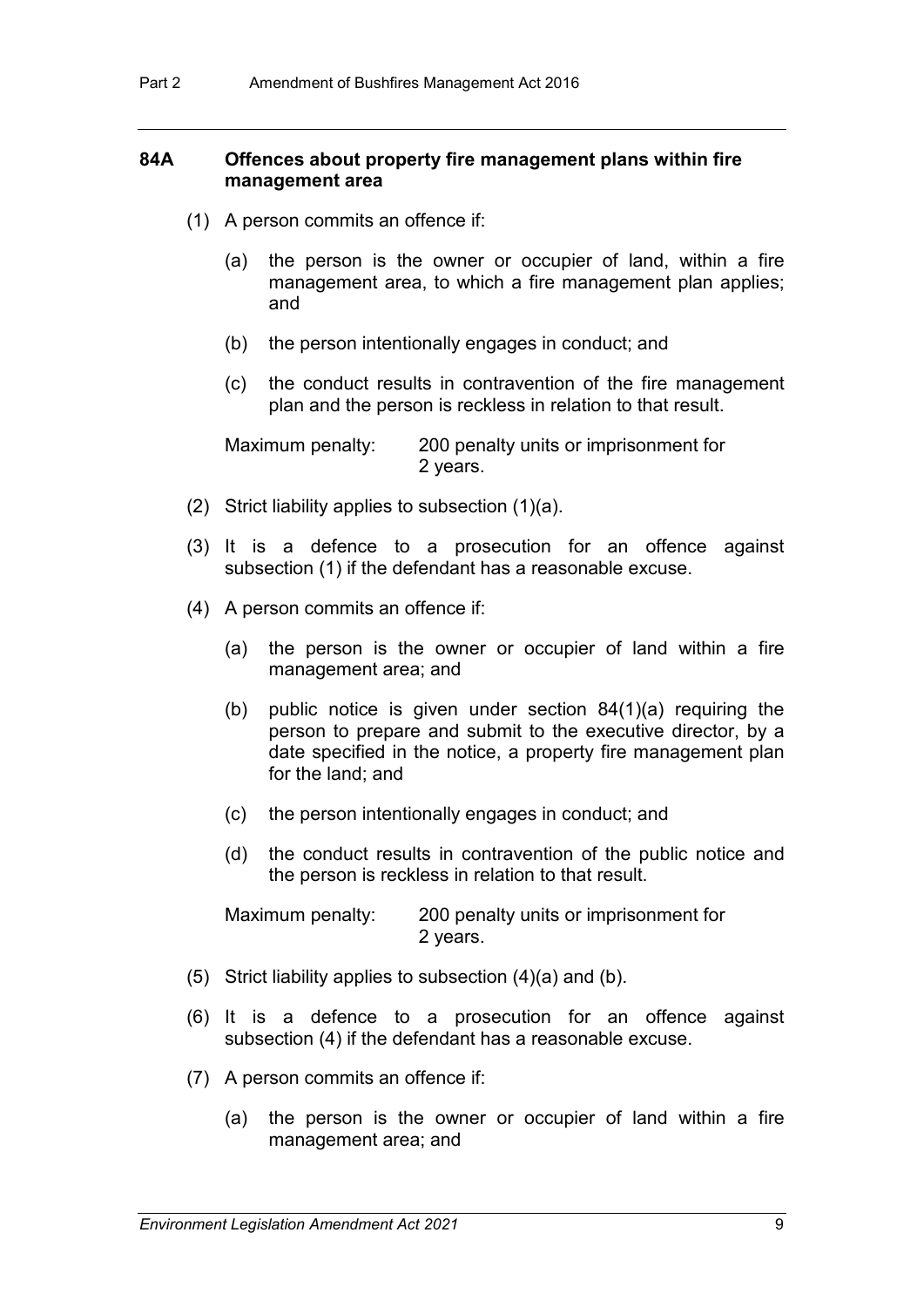### 84A Offences about property fire management plans within fire management area

(1) A person commits an offence if:

(a) the person is the owner or occupier of land, within a fire management area, to which a fire management plan applies; and

(b) the person intentionally engages in conduct; and

(c) the conduct results in contravention of the fire management plan and the person is reckless in relation to that result.

Maximum penalty: 200 penalty units or imprisonment for 2 years.

(2) Strict liability applies to subsection (1)(a).

(3) It is a defence to a prosecution for an offence against subsection (1) if the defendant has a reasonable excuse.

(4) A person commits an offence if:

(a) the person is the owner or occupier of land within a fire management area; and

(b) public notice is given under section 84(1)(a) requiring the person to prepare and submit to the executive director, by a date specified in the notice, a property fire management plan for the land; and

(c) the person intentionally engages in conduct; and

(d) the conduct results in contravention of the public notice and the person is reckless in relation to that result.

Maximum penalty: 200 penalty units or imprisonment for 2 years.

(5) Strict liability applies to subsection (4)(a) and (b).

(6) It is a defence to a prosecution for an offence against subsection (4) if the defendant has a reasonable excuse.

(7) A person commits an offence if:

(a) the person is the owner or occupier of land within a fire management area; and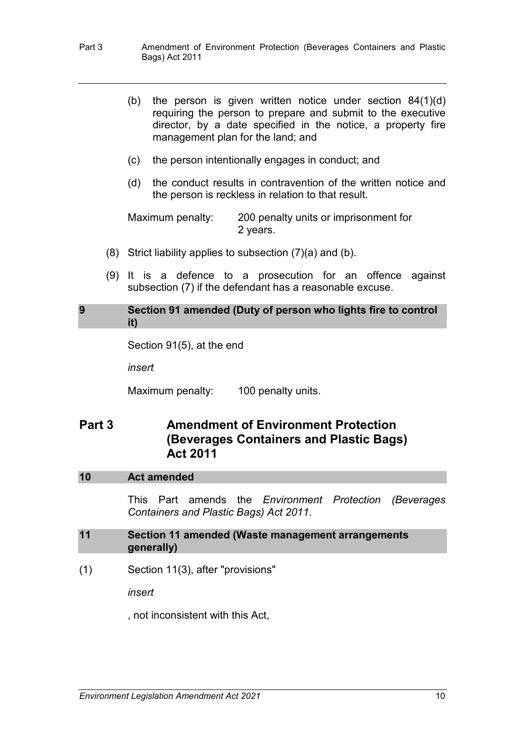(b) the person is given written notice under section 84(1)(d) requiring the person to prepare and submit to the executive director, by a date specified in the notice, a property fire management plan for the land; and

(c) the person intentionally engages in conduct; and

(d) the conduct results in contravention of the written notice and the person is reckless in relation to that result.

Maximum penalty: 200 penalty units or imprisonment for 2 years.

(8) Strict liability applies to subsection (7)(a) and (b).

(9) It is a defence to a prosecution for an offence against subsection (7) if the defendant has a reasonable excuse.

### 9 Section 91 amended (Duty of person who lights fire to control it)

Section 91(5), at the end

*insert*

Maximum penalty: 100 penalty units.

## Part 3 Amendment of Environment Protection (Beverages Containers and Plastic Bags) Act 2011

### 10 Act amended

This Part amends the *Environment Protection (Beverages Containers and Plastic Bags) Act 2011*.

### 11 Section 11 amended (Waste management arrangements generally)

(1) Section 11(3), after "provisions"

*insert*

, not inconsistent with this Act,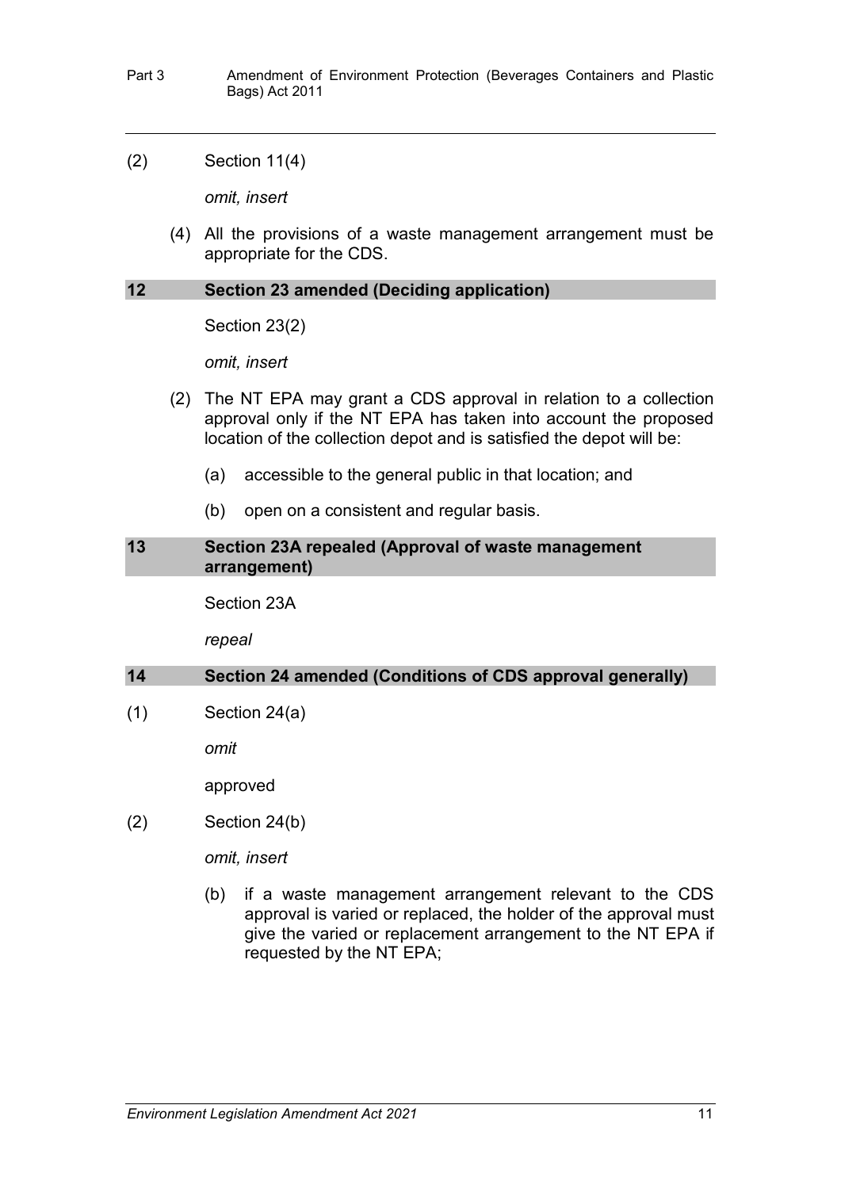(2) Section 11(4)

*omit, insert*

(4) All the provisions of a waste management arrangement must be appropriate for the CDS.

## 12 Section 23 amended (Deciding application)

Section 23(2)

*omit, insert*

(2) The NT EPA may grant a CDS approval in relation to a collection approval only if the NT EPA has taken into account the proposed location of the collection depot and is satisfied the depot will be:

(a) accessible to the general public in that location; and

(b) open on a consistent and regular basis.

## 13 Section 23A repealed (Approval of waste management arrangement)

Section 23A

*repeal*

## 14 Section 24 amended (Conditions of CDS approval generally)

(1) Section 24(a)

*omit*

approved

(2) Section 24(b)

*omit, insert*

(b) if a waste management arrangement relevant to the CDS approval is varied or replaced, the holder of the approval must give the varied or replacement arrangement to the NT EPA if requested by the NT EPA;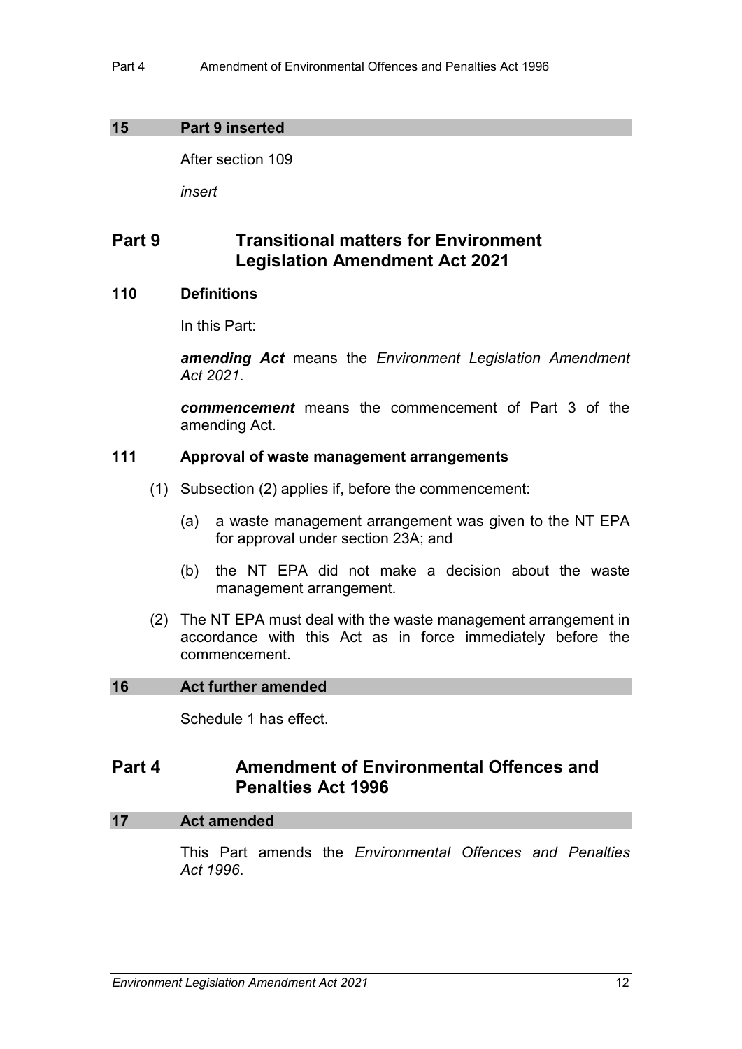### 15 Part 9 inserted

After section 109

*insert*

## Part 9 Transitional matters for Environment Legislation Amendment Act 2021

### 110 Definitions

In this Part:

***amending Act*** means the *Environment Legislation Amendment Act 2021*.

***commencement*** means the commencement of Part 3 of the amending Act.

### 111 Approval of waste management arrangements

(1) Subsection (2) applies if, before the commencement:

(a) a waste management arrangement was given to the NT EPA for approval under section 23A; and

(b) the NT EPA did not make a decision about the waste management arrangement.

(2) The NT EPA must deal with the waste management arrangement in accordance with this Act as in force immediately before the commencement.

### 16 Act further amended

Schedule 1 has effect.

## Part 4 Amendment of Environmental Offences and Penalties Act 1996

### 17 Act amended

This Part amends the *Environmental Offences and Penalties Act 1996*.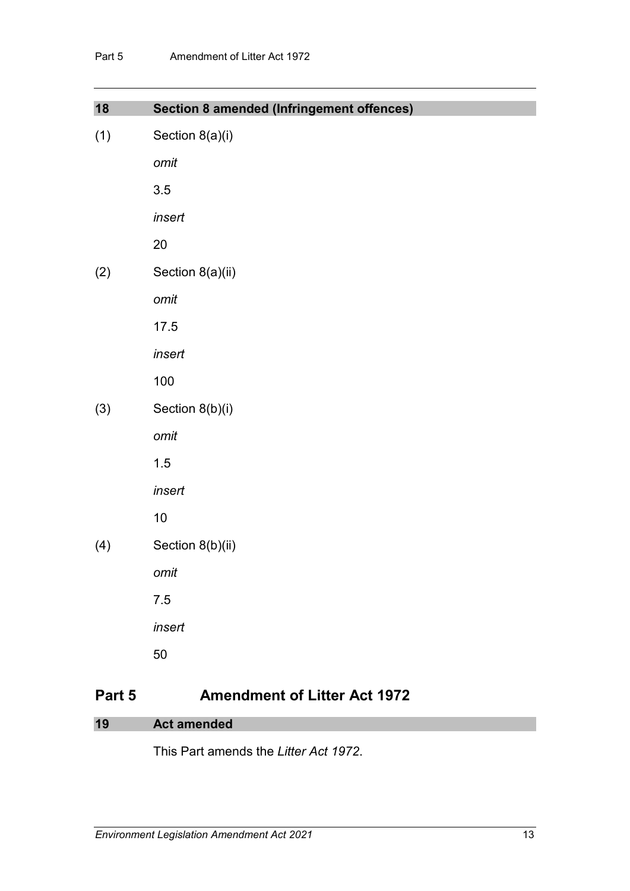### 18 Section 8 amended (Infringement offences)

(1) Section 8(a)(i)

*omit*

3.5

*insert*

20

(2) Section 8(a)(ii)

*omit*

17.5

*insert*

100

(3) Section 8(b)(i)

*omit*

1.5

*insert*

10

(4) Section 8(b)(ii)

*omit*

7.5

*insert*

50

## Part 5 Amendment of Litter Act 1972

### 19 Act amended

This Part amends the *Litter Act 1972*.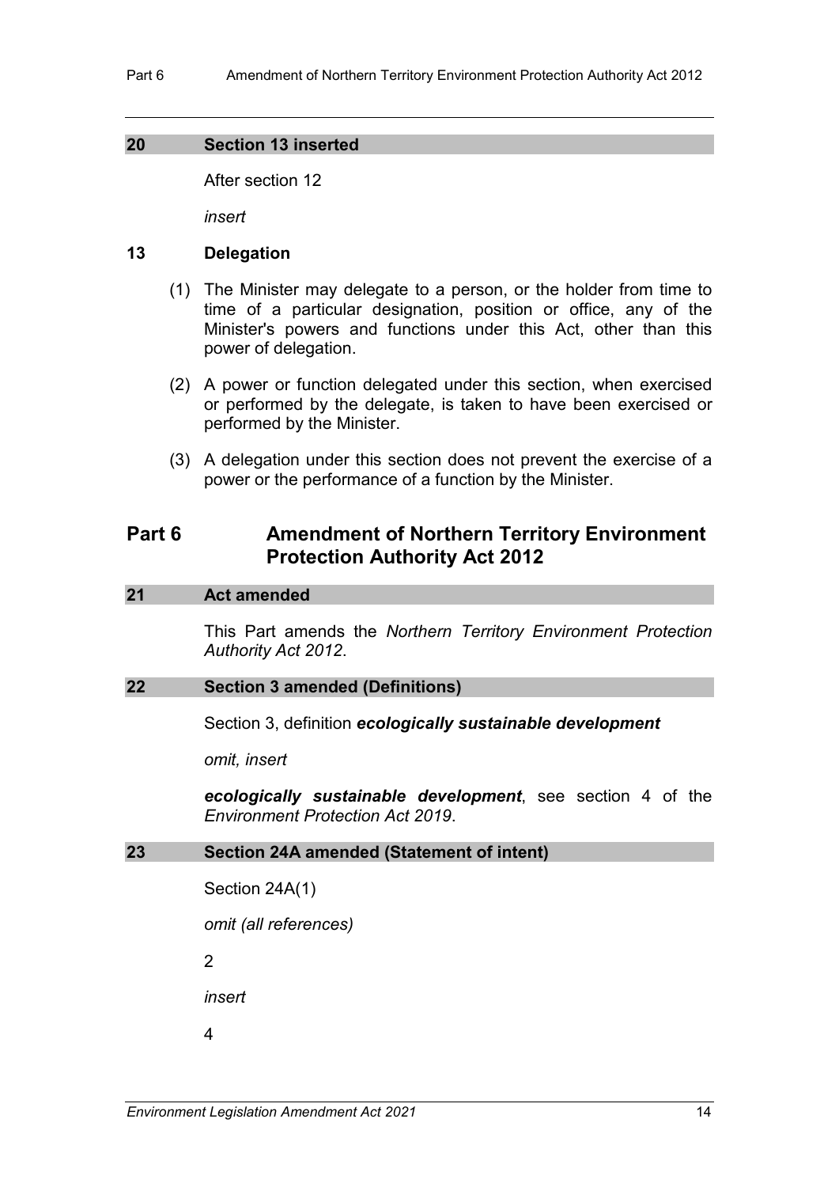### 20 Section 13 inserted

After section 12

*insert*

### 13 Delegation

(1) The Minister may delegate to a person, or the holder from time to time of a particular designation, position or office, any of the Minister's powers and functions under this Act, other than this power of delegation.

(2) A power or function delegated under this section, when exercised or performed by the delegate, is taken to have been exercised or performed by the Minister.

(3) A delegation under this section does not prevent the exercise of a power or the performance of a function by the Minister.

## Part 6 Amendment of Northern Territory Environment Protection Authority Act 2012

### 21 Act amended

This Part amends the *Northern Territory Environment Protection Authority Act 2012*.

### 22 Section 3 amended (Definitions)

Section 3, definition ***ecologically sustainable development***

*omit, insert*

***ecologically sustainable development***, see section 4 of the *Environment Protection Act 2019*.

### 23 Section 24A amended (Statement of intent)

Section 24A(1)

*omit (all references)*

2

*insert*

4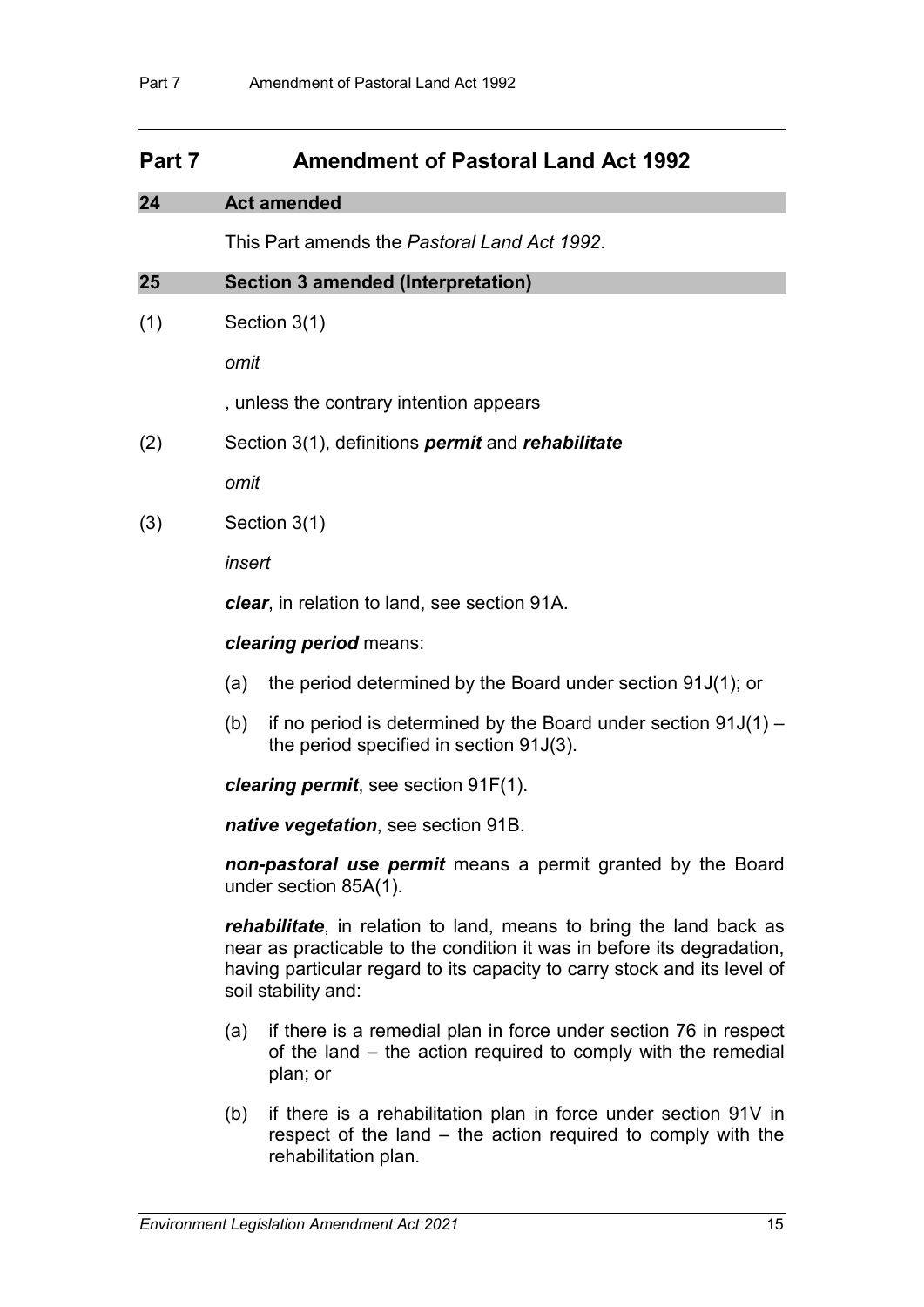# Part 7 Amendment of Pastoral Land Act 1992

## 24 Act amended

This Part amends the *Pastoral Land Act 1992*.

## 25 Section 3 amended (Interpretation)

(1) Section 3(1)

*omit*

, unless the contrary intention appears

(2) Section 3(1), definitions ***permit*** and ***rehabilitate***

*omit*

(3) Section 3(1)

*insert*

***clear***, in relation to land, see section 91A.

***clearing period*** means:

(a) the period determined by the Board under section 91J(1); or

(b) if no period is determined by the Board under section 91J(1) – the period specified in section 91J(3).

***clearing permit***, see section 91F(1).

***native vegetation***, see section 91B.

***non-pastoral use permit*** means a permit granted by the Board under section 85A(1).

***rehabilitate***, in relation to land, means to bring the land back as near as practicable to the condition it was in before its degradation, having particular regard to its capacity to carry stock and its level of soil stability and:

(a) if there is a remedial plan in force under section 76 in respect of the land – the action required to comply with the remedial plan; or

(b) if there is a rehabilitation plan in force under section 91V in respect of the land – the action required to comply with the rehabilitation plan.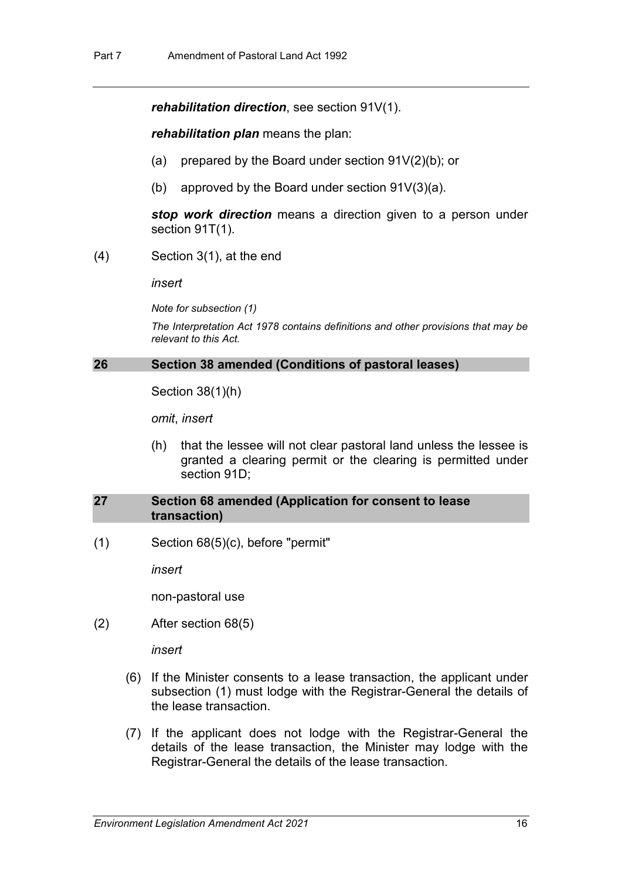***rehabilitation direction***, see section 91V(1).

***rehabilitation plan*** means the plan:

(a) prepared by the Board under section 91V(2)(b); or

(b) approved by the Board under section 91V(3)(a).

***stop work direction*** means a direction given to a person under section 91T(1).

(4) Section 3(1), at the end

*insert*

*Note for subsection (1)*

*The Interpretation Act 1978 contains definitions and other provisions that may be relevant to this Act.*

### 26 Section 38 amended (Conditions of pastoral leases)

Section 38(1)(h)

*omit*, *insert*

(h) that the lessee will not clear pastoral land unless the lessee is granted a clearing permit or the clearing is permitted under section 91D;

### 27 Section 68 amended (Application for consent to lease transaction)

(1) Section 68(5)(c), before "permit"

*insert*

non-pastoral use

(2) After section 68(5)

*insert*

(6) If the Minister consents to a lease transaction, the applicant under subsection (1) must lodge with the Registrar-General the details of the lease transaction.

(7) If the applicant does not lodge with the Registrar-General the details of the lease transaction, the Minister may lodge with the Registrar-General the details of the lease transaction.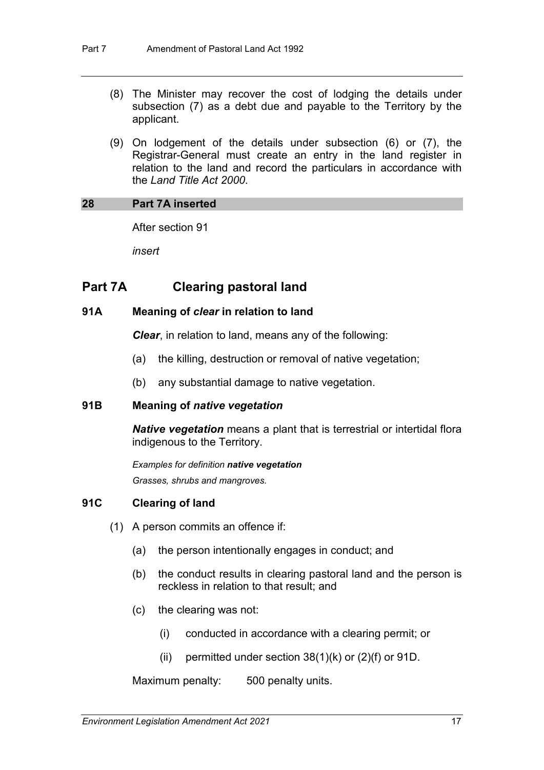(8) The Minister may recover the cost of lodging the details under subsection (7) as a debt due and payable to the Territory by the applicant.

(9) On lodgement of the details under subsection (6) or (7), the Registrar-General must create an entry in the land register in relation to the land and record the particulars in accordance with the *Land Title Act 2000*.

### 28 Part 7A inserted

After section 91

*insert*

## Part 7A Clearing pastoral land

### 91A Meaning of *clear* in relation to land

***Clear***, in relation to land, means any of the following:

(a) the killing, destruction or removal of native vegetation;

(b) any substantial damage to native vegetation.

### 91B Meaning of *native vegetation*

***Native vegetation*** means a plant that is terrestrial or intertidal flora indigenous to the Territory.

*Examples for definition **native vegetation***

*Grasses, shrubs and mangroves.*

### 91C Clearing of land

(1) A person commits an offence if:

(a) the person intentionally engages in conduct; and

(b) the conduct results in clearing pastoral land and the person is reckless in relation to that result; and

(c) the clearing was not:

(i) conducted in accordance with a clearing permit; or

(ii) permitted under section 38(1)(k) or (2)(f) or 91D.

Maximum penalty: 500 penalty units.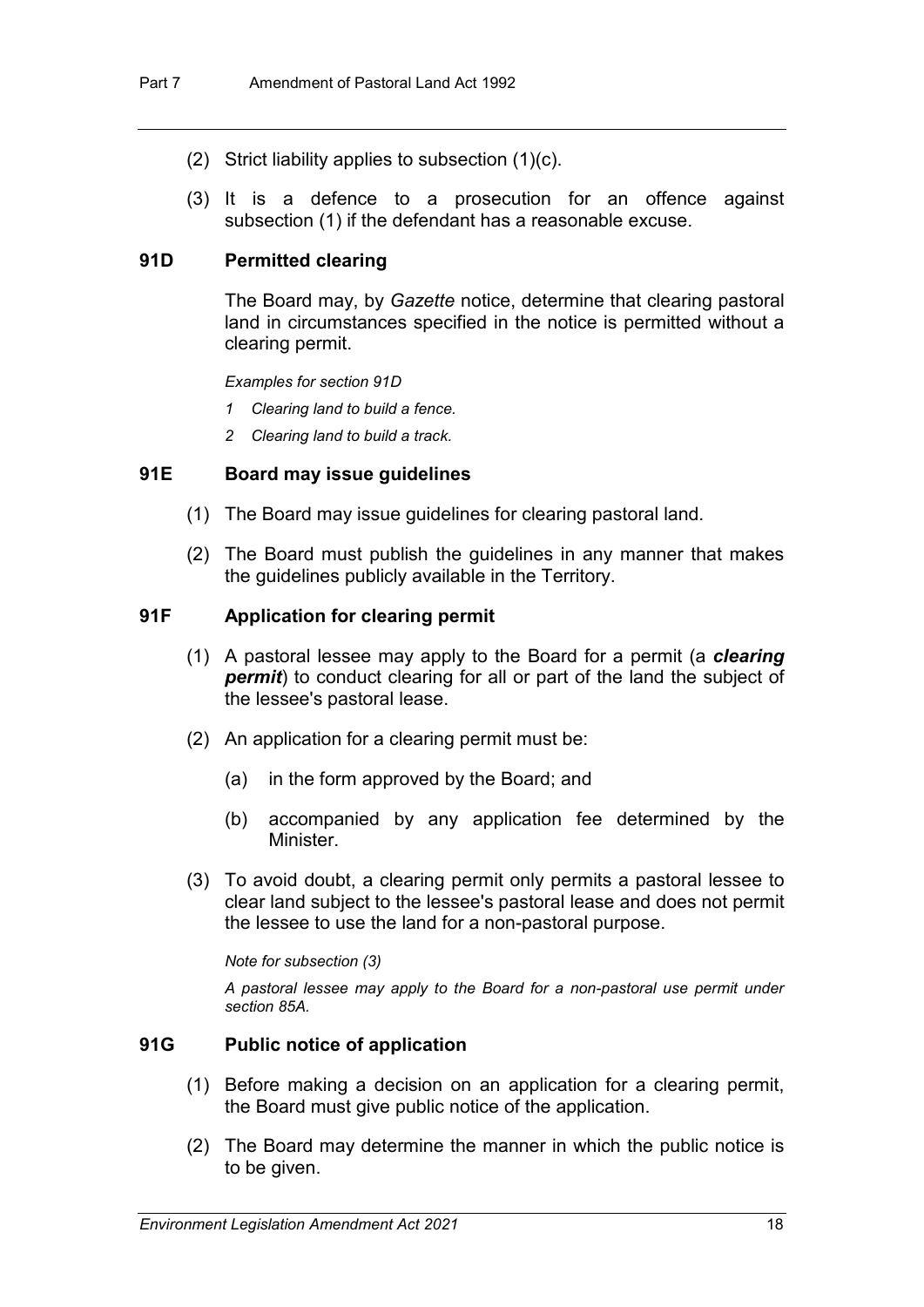(2) Strict liability applies to subsection (1)(c).

(3) It is a defence to a prosecution for an offence against subsection (1) if the defendant has a reasonable excuse.

### 91D Permitted clearing

The Board may, by *Gazette* notice, determine that clearing pastoral land in circumstances specified in the notice is permitted without a clearing permit.

*Examples for section 91D*

*1 Clearing land to build a fence.*

*2 Clearing land to build a track.*

### 91E Board may issue guidelines

(1) The Board may issue guidelines for clearing pastoral land.

(2) The Board must publish the guidelines in any manner that makes the guidelines publicly available in the Territory.

### 91F Application for clearing permit

(1) A pastoral lessee may apply to the Board for a permit (a ***clearing permit***) to conduct clearing for all or part of the land the subject of the lessee's pastoral lease.

(2) An application for a clearing permit must be:

(a) in the form approved by the Board; and

(b) accompanied by any application fee determined by the Minister.

(3) To avoid doubt, a clearing permit only permits a pastoral lessee to clear land subject to the lessee's pastoral lease and does not permit the lessee to use the land for a non-pastoral purpose.

*Note for subsection (3)*

*A pastoral lessee may apply to the Board for a non-pastoral use permit under section 85A.*

### 91G Public notice of application

(1) Before making a decision on an application for a clearing permit, the Board must give public notice of the application.

(2) The Board may determine the manner in which the public notice is to be given.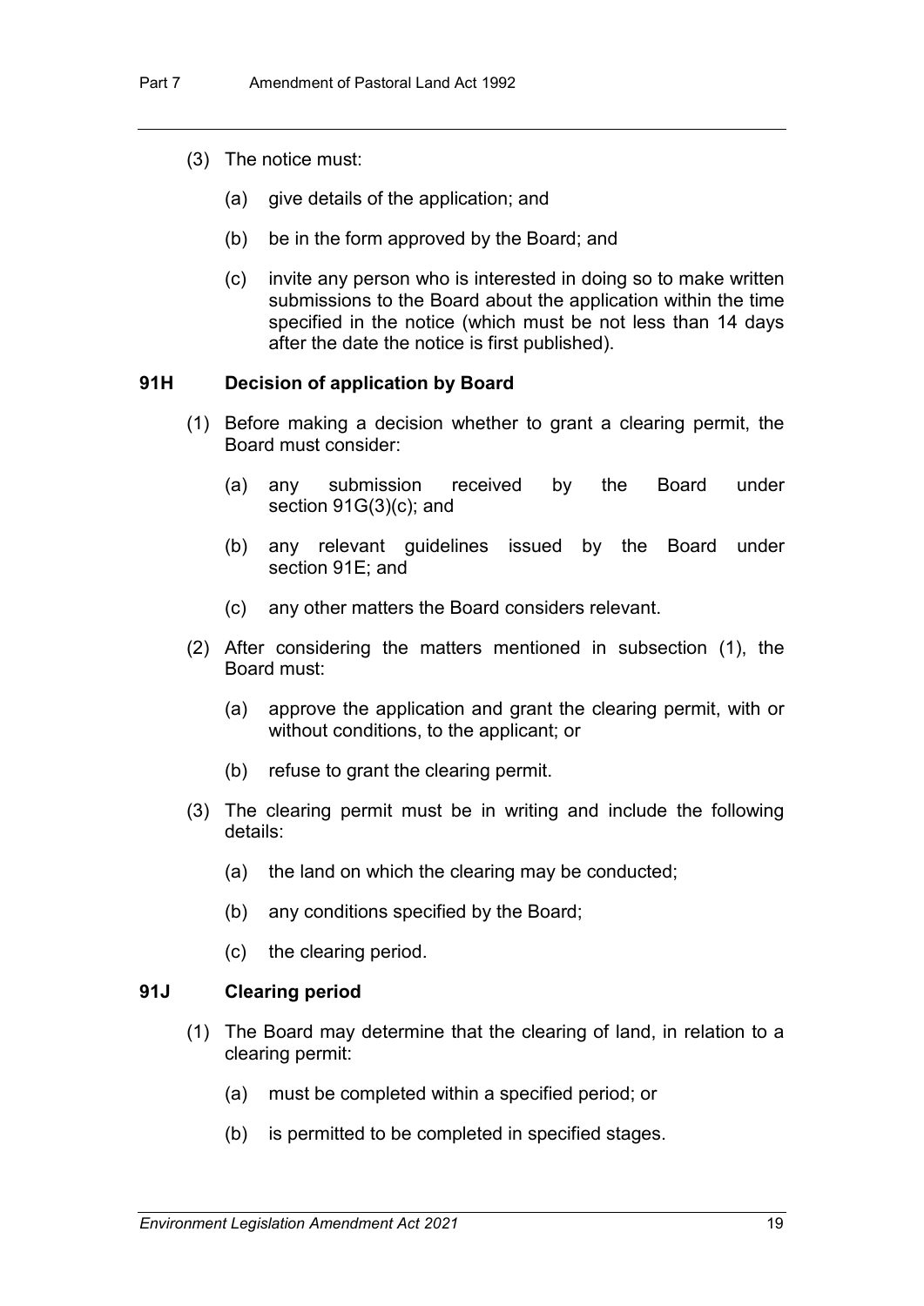(3) The notice must:

(a) give details of the application; and

(b) be in the form approved by the Board; and

(c) invite any person who is interested in doing so to make written submissions to the Board about the application within the time specified in the notice (which must be not less than 14 days after the date the notice is first published).

### 91H Decision of application by Board

(1) Before making a decision whether to grant a clearing permit, the Board must consider:

(a) any submission received by the Board under section 91G(3)(c); and

(b) any relevant guidelines issued by the Board under section 91E; and

(c) any other matters the Board considers relevant.

(2) After considering the matters mentioned in subsection (1), the Board must:

(a) approve the application and grant the clearing permit, with or without conditions, to the applicant; or

(b) refuse to grant the clearing permit.

(3) The clearing permit must be in writing and include the following details:

(a) the land on which the clearing may be conducted;

(b) any conditions specified by the Board;

(c) the clearing period.

### 91J Clearing period

(1) The Board may determine that the clearing of land, in relation to a clearing permit:

(a) must be completed within a specified period; or

(b) is permitted to be completed in specified stages.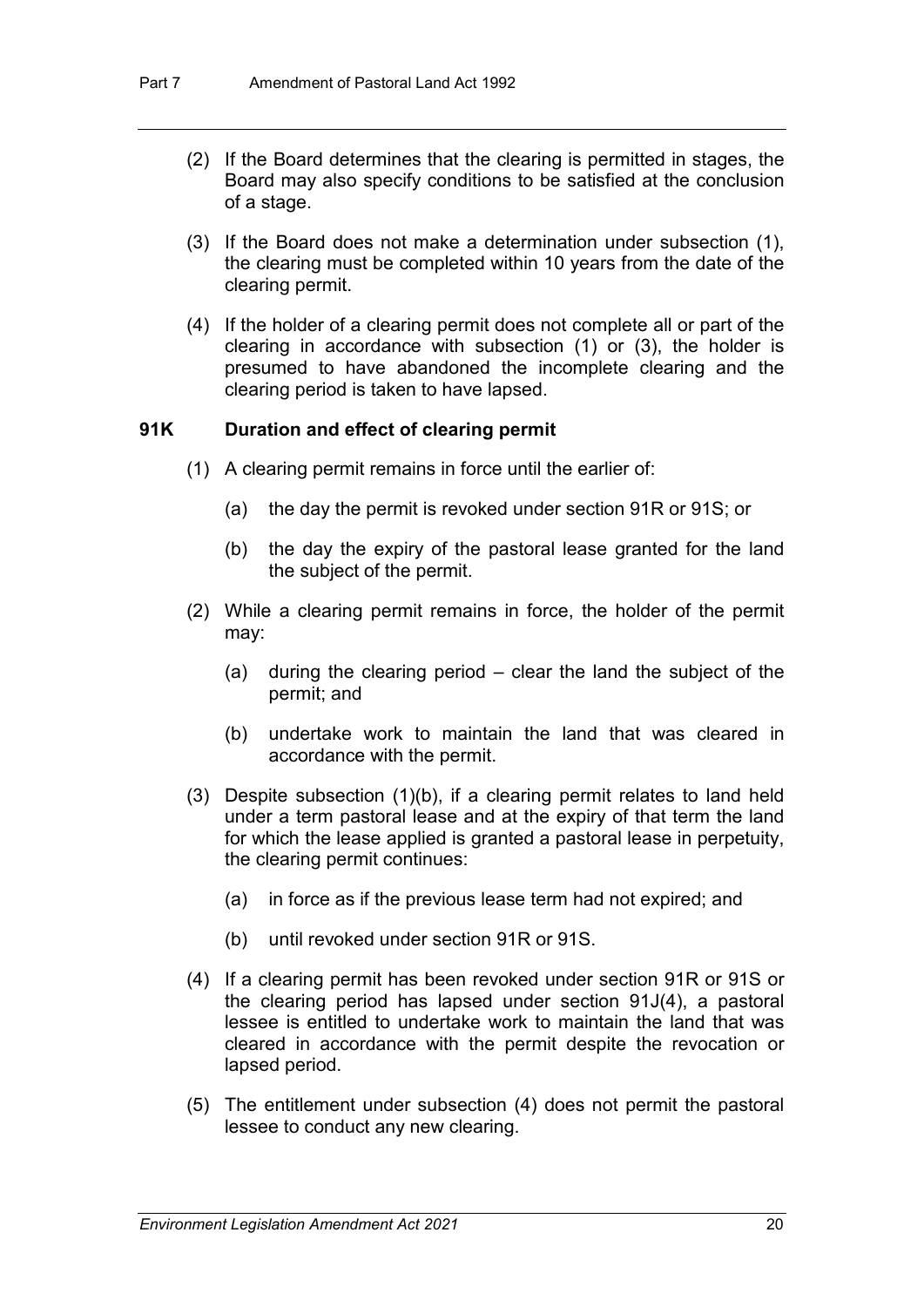(2) If the Board determines that the clearing is permitted in stages, the Board may also specify conditions to be satisfied at the conclusion of a stage.

(3) If the Board does not make a determination under subsection (1), the clearing must be completed within 10 years from the date of the clearing permit.

(4) If the holder of a clearing permit does not complete all or part of the clearing in accordance with subsection (1) or (3), the holder is presumed to have abandoned the incomplete clearing and the clearing period is taken to have lapsed.

**91K Duration and effect of clearing permit**

(1) A clearing permit remains in force until the earlier of:

(a) the day the permit is revoked under section 91R or 91S; or

(b) the day the expiry of the pastoral lease granted for the land the subject of the permit.

(2) While a clearing permit remains in force, the holder of the permit may:

(a) during the clearing period – clear the land the subject of the permit; and

(b) undertake work to maintain the land that was cleared in accordance with the permit.

(3) Despite subsection (1)(b), if a clearing permit relates to land held under a term pastoral lease and at the expiry of that term the land for which the lease applied is granted a pastoral lease in perpetuity, the clearing permit continues:

(a) in force as if the previous lease term had not expired; and

(b) until revoked under section 91R or 91S.

(4) If a clearing permit has been revoked under section 91R or 91S or the clearing period has lapsed under section 91J(4), a pastoral lessee is entitled to undertake work to maintain the land that was cleared in accordance with the permit despite the revocation or lapsed period.

(5) The entitlement under subsection (4) does not permit the pastoral lessee to conduct any new clearing.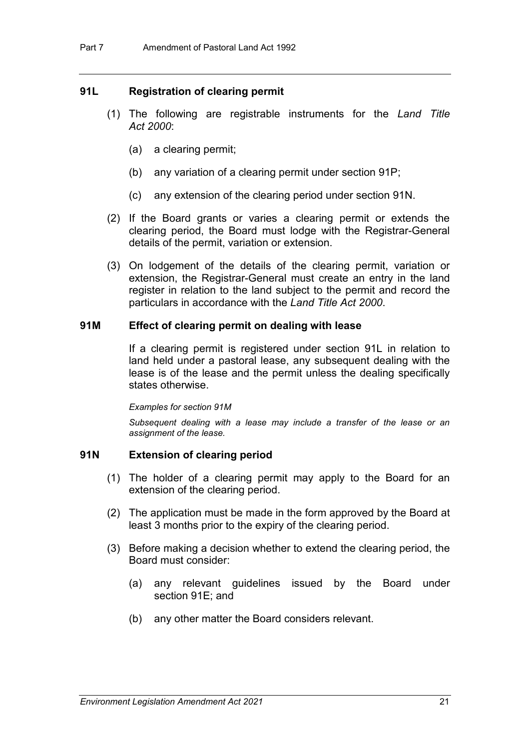### 91L Registration of clearing permit

(1) The following are registrable instruments for the *Land Title Act 2000*:

(a) a clearing permit;

(b) any variation of a clearing permit under section 91P;

(c) any extension of the clearing period under section 91N.

(2) If the Board grants or varies a clearing permit or extends the clearing period, the Board must lodge with the Registrar-General details of the permit, variation or extension.

(3) On lodgement of the details of the clearing permit, variation or extension, the Registrar-General must create an entry in the land register in relation to the land subject to the permit and record the particulars in accordance with the *Land Title Act 2000*.

### 91M Effect of clearing permit on dealing with lease

If a clearing permit is registered under section 91L in relation to land held under a pastoral lease, any subsequent dealing with the lease is of the lease and the permit unless the dealing specifically states otherwise.

*Examples for section 91M*

*Subsequent dealing with a lease may include a transfer of the lease or an assignment of the lease.*

### 91N Extension of clearing period

(1) The holder of a clearing permit may apply to the Board for an extension of the clearing period.

(2) The application must be made in the form approved by the Board at least 3 months prior to the expiry of the clearing period.

(3) Before making a decision whether to extend the clearing period, the Board must consider:

(a) any relevant guidelines issued by the Board under section 91E; and

(b) any other matter the Board considers relevant.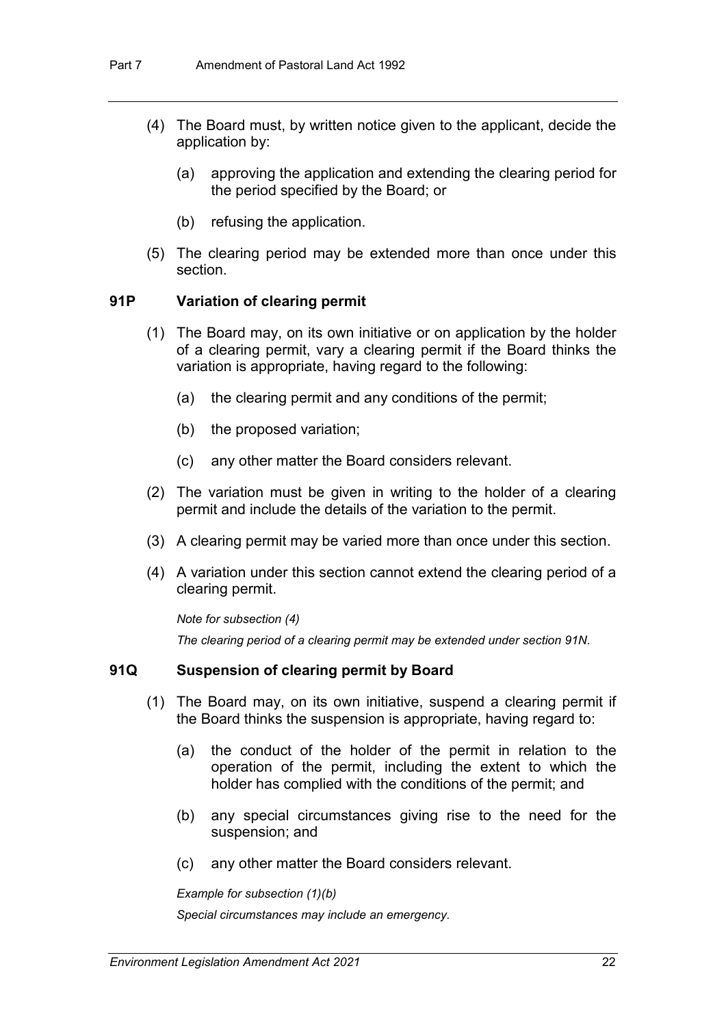(4) The Board must, by written notice given to the applicant, decide the application by:

(a) approving the application and extending the clearing period for the period specified by the Board; or

(b) refusing the application.

(5) The clearing period may be extended more than once under this section.

### 91P Variation of clearing permit

(1) The Board may, on its own initiative or on application by the holder of a clearing permit, vary a clearing permit if the Board thinks the variation is appropriate, having regard to the following:

(a) the clearing permit and any conditions of the permit;

(b) the proposed variation;

(c) any other matter the Board considers relevant.

(2) The variation must be given in writing to the holder of a clearing permit and include the details of the variation to the permit.

(3) A clearing permit may be varied more than once under this section.

(4) A variation under this section cannot extend the clearing period of a clearing permit.

*Note for subsection (4)*

*The clearing period of a clearing permit may be extended under section 91N.*

### 91Q Suspension of clearing permit by Board

(1) The Board may, on its own initiative, suspend a clearing permit if the Board thinks the suspension is appropriate, having regard to:

(a) the conduct of the holder of the permit in relation to the operation of the permit, including the extent to which the holder has complied with the conditions of the permit; and

(b) any special circumstances giving rise to the need for the suspension; and

(c) any other matter the Board considers relevant.

*Example for subsection (1)(b)*

*Special circumstances may include an emergency.*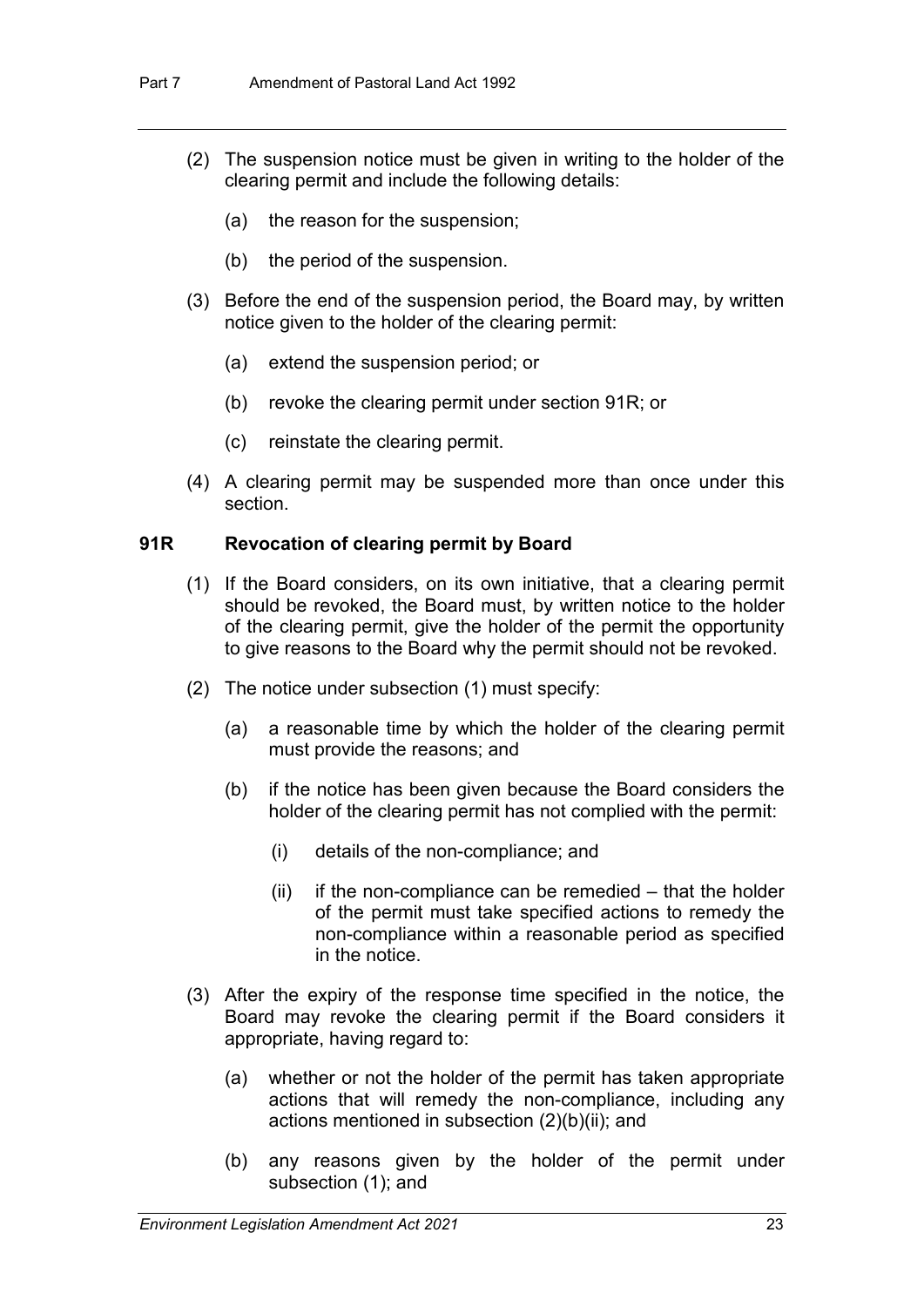(2) The suspension notice must be given in writing to the holder of the clearing permit and include the following details:

(a) the reason for the suspension;

(b) the period of the suspension.

(3) Before the end of the suspension period, the Board may, by written notice given to the holder of the clearing permit:

(a) extend the suspension period; or

(b) revoke the clearing permit under section 91R; or

(c) reinstate the clearing permit.

(4) A clearing permit may be suspended more than once under this section.

**91R Revocation of clearing permit by Board**

(1) If the Board considers, on its own initiative, that a clearing permit should be revoked, the Board must, by written notice to the holder of the clearing permit, give the holder of the permit the opportunity to give reasons to the Board why the permit should not be revoked.

(2) The notice under subsection (1) must specify:

(a) a reasonable time by which the holder of the clearing permit must provide the reasons; and

(b) if the notice has been given because the Board considers the holder of the clearing permit has not complied with the permit:

(i) details of the non-compliance; and

(ii) if the non-compliance can be remedied – that the holder of the permit must take specified actions to remedy the non-compliance within a reasonable period as specified in the notice.

(3) After the expiry of the response time specified in the notice, the Board may revoke the clearing permit if the Board considers it appropriate, having regard to:

(a) whether or not the holder of the permit has taken appropriate actions that will remedy the non-compliance, including any actions mentioned in subsection (2)(b)(ii); and

(b) any reasons given by the holder of the permit under subsection (1); and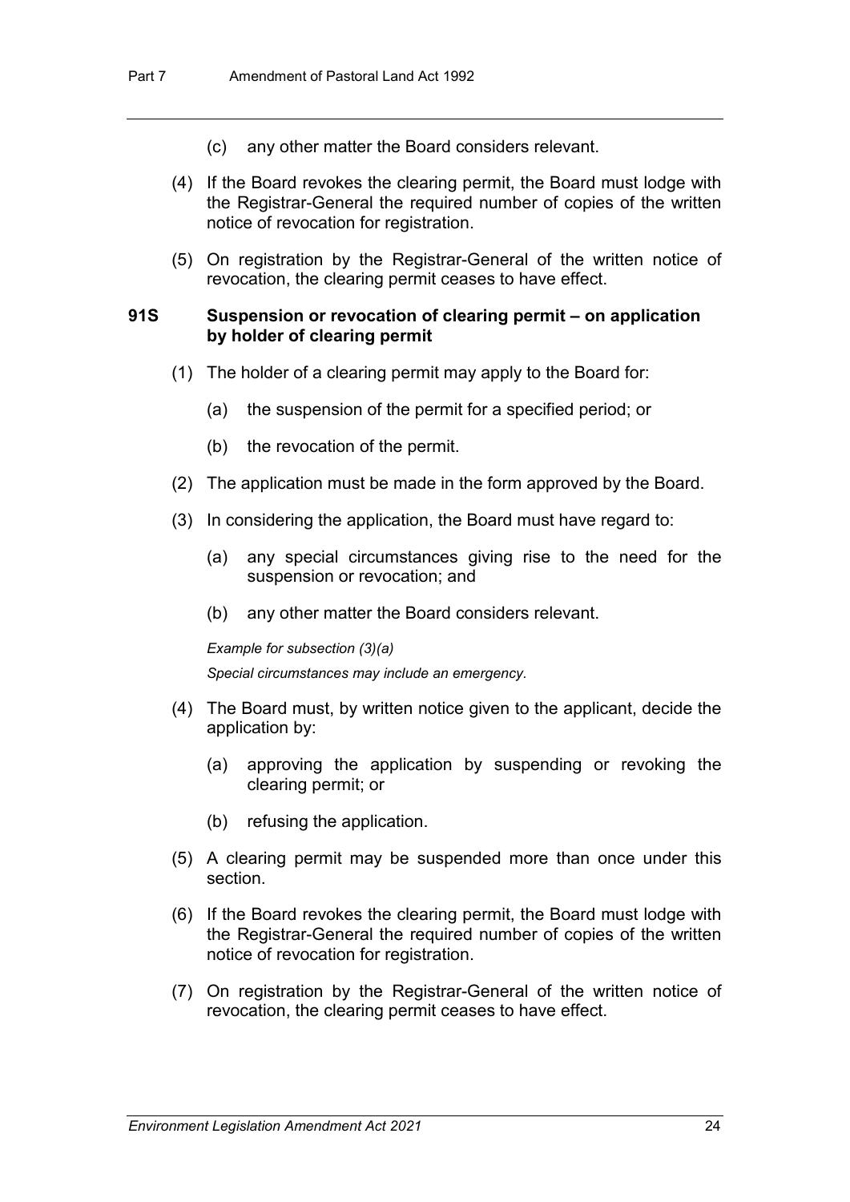(c) any other matter the Board considers relevant.

(4) If the Board revokes the clearing permit, the Board must lodge with the Registrar-General the required number of copies of the written notice of revocation for registration.

(5) On registration by the Registrar-General of the written notice of revocation, the clearing permit ceases to have effect.

### 91S Suspension or revocation of clearing permit – on application by holder of clearing permit

(1) The holder of a clearing permit may apply to the Board for:

(a) the suspension of the permit for a specified period; or

(b) the revocation of the permit.

(2) The application must be made in the form approved by the Board.

(3) In considering the application, the Board must have regard to:

(a) any special circumstances giving rise to the need for the suspension or revocation; and

(b) any other matter the Board considers relevant.

*Example for subsection (3)(a)*

*Special circumstances may include an emergency.*

(4) The Board must, by written notice given to the applicant, decide the application by:

(a) approving the application by suspending or revoking the clearing permit; or

(b) refusing the application.

(5) A clearing permit may be suspended more than once under this section.

(6) If the Board revokes the clearing permit, the Board must lodge with the Registrar-General the required number of copies of the written notice of revocation for registration.

(7) On registration by the Registrar-General of the written notice of revocation, the clearing permit ceases to have effect.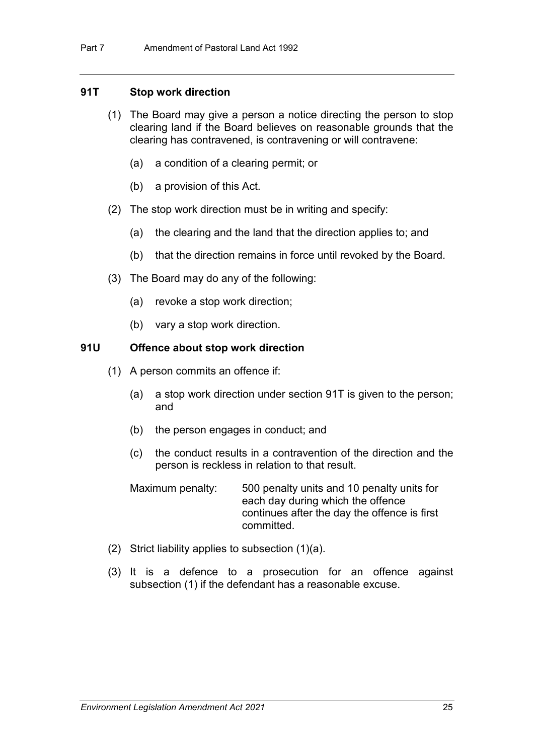### 91T Stop work direction

(1) The Board may give a person a notice directing the person to stop clearing land if the Board believes on reasonable grounds that the clearing has contravened, is contravening or will contravene:

(a) a condition of a clearing permit; or

(b) a provision of this Act.

(2) The stop work direction must be in writing and specify:

(a) the clearing and the land that the direction applies to; and

(b) that the direction remains in force until revoked by the Board.

(3) The Board may do any of the following:

(a) revoke a stop work direction;

(b) vary a stop work direction.

### 91U Offence about stop work direction

(1) A person commits an offence if:

(a) a stop work direction under section 91T is given to the person; and

(b) the person engages in conduct; and

(c) the conduct results in a contravention of the direction and the person is reckless in relation to that result.

Maximum penalty: 500 penalty units and 10 penalty units for each day during which the offence continues after the day the offence is first committed.

(2) Strict liability applies to subsection (1)(a).

(3) It is a defence to a prosecution for an offence against subsection (1) if the defendant has a reasonable excuse.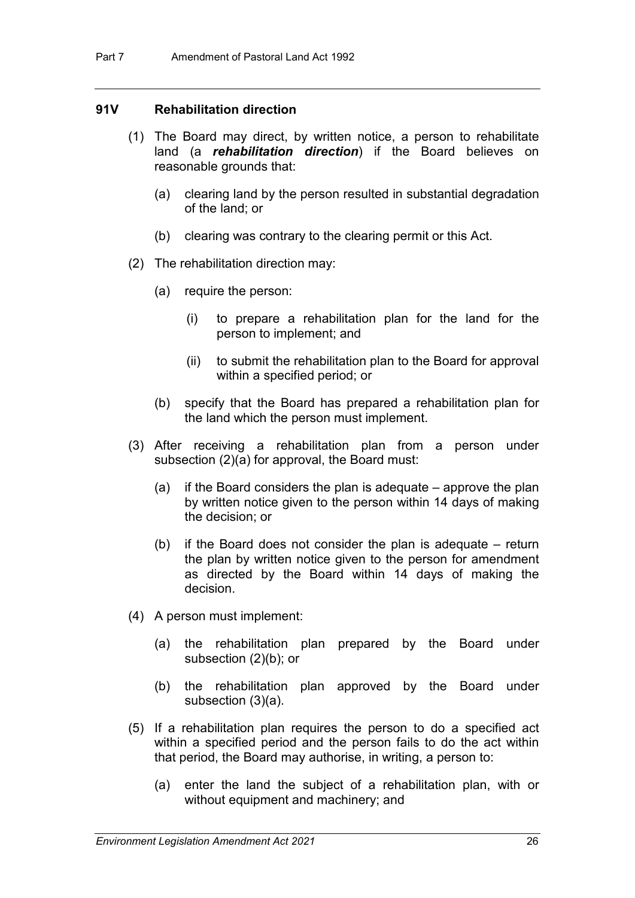### 91V Rehabilitation direction

(1) The Board may direct, by written notice, a person to rehabilitate land (a ***rehabilitation direction***) if the Board believes on reasonable grounds that:

(a) clearing land by the person resulted in substantial degradation of the land; or

(b) clearing was contrary to the clearing permit or this Act.

(2) The rehabilitation direction may:

(a) require the person:

(i) to prepare a rehabilitation plan for the land for the person to implement; and

(ii) to submit the rehabilitation plan to the Board for approval within a specified period; or

(b) specify that the Board has prepared a rehabilitation plan for the land which the person must implement.

(3) After receiving a rehabilitation plan from a person under subsection (2)(a) for approval, the Board must:

(a) if the Board considers the plan is adequate – approve the plan by written notice given to the person within 14 days of making the decision; or

(b) if the Board does not consider the plan is adequate – return the plan by written notice given to the person for amendment as directed by the Board within 14 days of making the decision.

(4) A person must implement:

(a) the rehabilitation plan prepared by the Board under subsection (2)(b); or

(b) the rehabilitation plan approved by the Board under subsection (3)(a).

(5) If a rehabilitation plan requires the person to do a specified act within a specified period and the person fails to do the act within that period, the Board may authorise, in writing, a person to:

(a) enter the land the subject of a rehabilitation plan, with or without equipment and machinery; and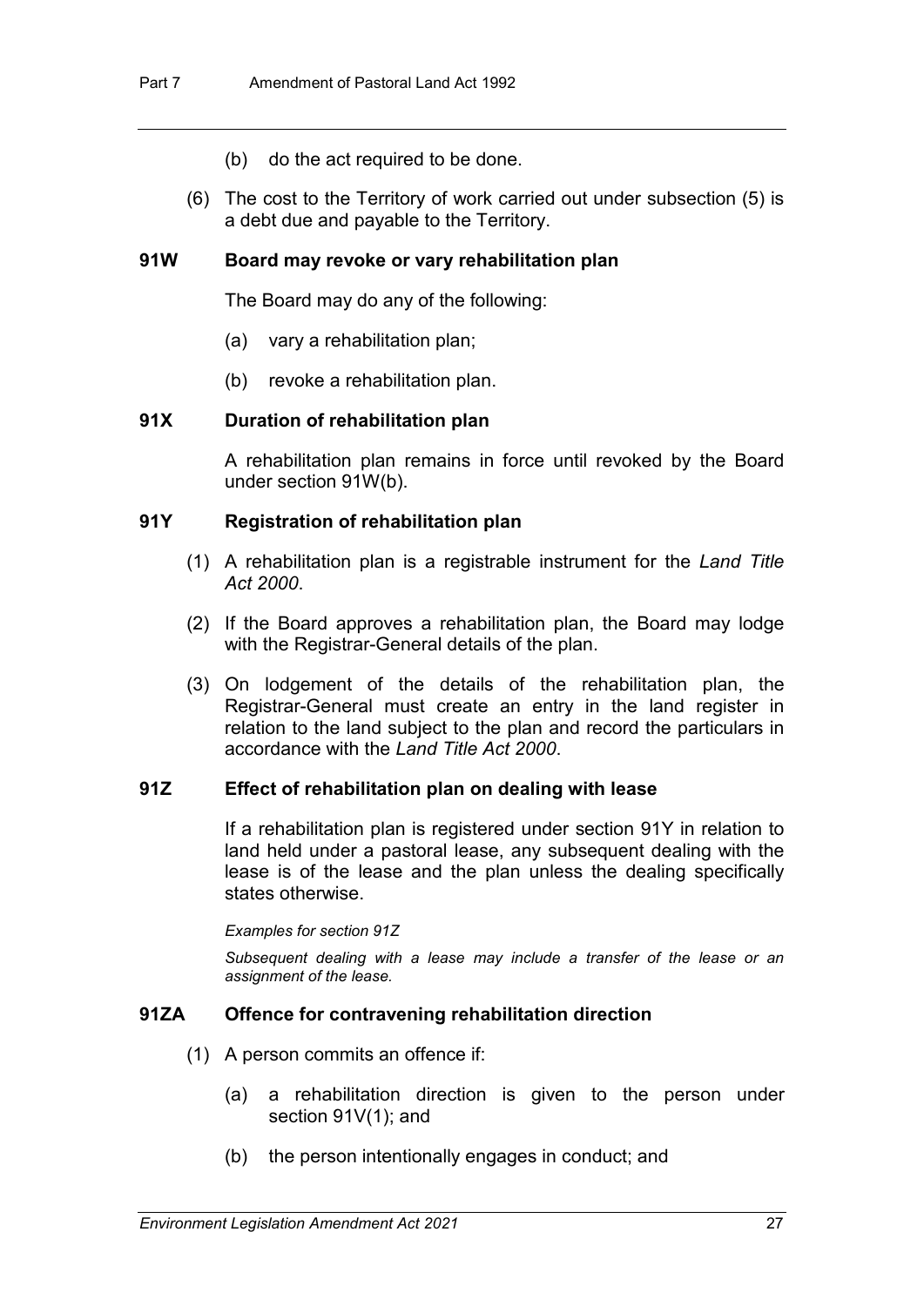(b) do the act required to be done.

(6) The cost to the Territory of work carried out under subsection (5) is a debt due and payable to the Territory.

### 91W Board may revoke or vary rehabilitation plan

The Board may do any of the following:

(a) vary a rehabilitation plan;

(b) revoke a rehabilitation plan.

### 91X Duration of rehabilitation plan

A rehabilitation plan remains in force until revoked by the Board under section 91W(b).

### 91Y Registration of rehabilitation plan

(1) A rehabilitation plan is a registrable instrument for the *Land Title Act 2000*.

(2) If the Board approves a rehabilitation plan, the Board may lodge with the Registrar-General details of the plan.

(3) On lodgement of the details of the rehabilitation plan, the Registrar-General must create an entry in the land register in relation to the land subject to the plan and record the particulars in accordance with the *Land Title Act 2000*.

### 91Z Effect of rehabilitation plan on dealing with lease

If a rehabilitation plan is registered under section 91Y in relation to land held under a pastoral lease, any subsequent dealing with the lease is of the lease and the plan unless the dealing specifically states otherwise.

*Examples for section 91Z*

*Subsequent dealing with a lease may include a transfer of the lease or an assignment of the lease.*

### 91ZA Offence for contravening rehabilitation direction

(1) A person commits an offence if:

(a) a rehabilitation direction is given to the person under section 91V(1); and

(b) the person intentionally engages in conduct; and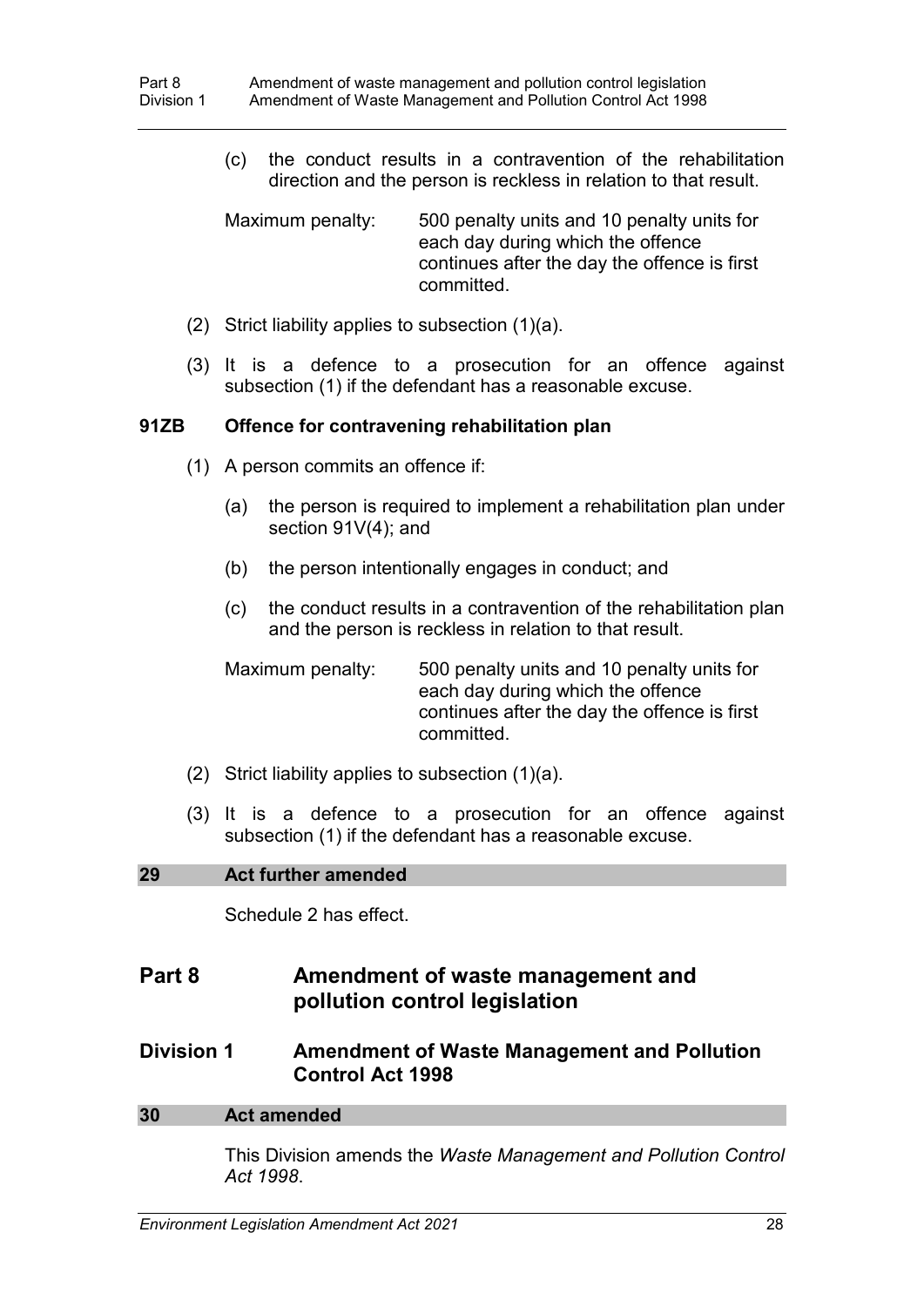(c) the conduct results in a contravention of the rehabilitation direction and the person is reckless in relation to that result.

Maximum penalty: 500 penalty units and 10 penalty units for each day during which the offence continues after the day the offence is first committed.

(2) Strict liability applies to subsection (1)(a).

(3) It is a defence to a prosecution for an offence against subsection (1) if the defendant has a reasonable excuse.

**91ZB Offence for contravening rehabilitation plan**

(1) A person commits an offence if:

(a) the person is required to implement a rehabilitation plan under section 91V(4); and

(b) the person intentionally engages in conduct; and

(c) the conduct results in a contravention of the rehabilitation plan and the person is reckless in relation to that result.

Maximum penalty: 500 penalty units and 10 penalty units for each day during which the offence continues after the day the offence is first committed.

(2) Strict liability applies to subsection (1)(a).

(3) It is a defence to a prosecution for an offence against subsection (1) if the defendant has a reasonable excuse.

### 29 Act further amended

Schedule 2 has effect.

# Part 8 Amendment of waste management and pollution control legislation

## Division 1 Amendment of Waste Management and Pollution Control Act 1998

### 30 Act amended

This Division amends the *Waste Management and Pollution Control Act 1998*.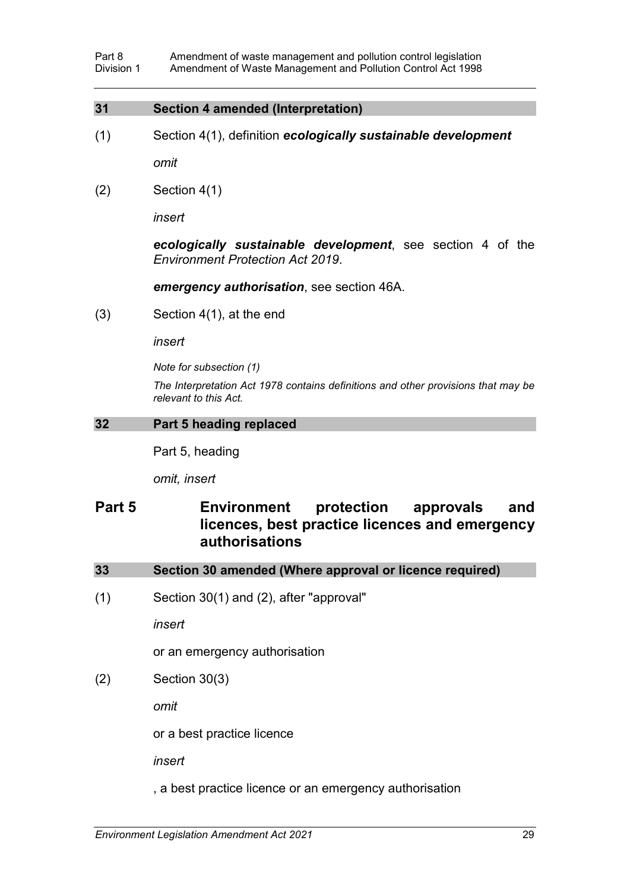### 31 Section 4 amended (Interpretation)

(1) Section 4(1), definition ***ecologically sustainable development***

*omit*

(2) Section 4(1)

*insert*

***ecologically sustainable development***, see section 4 of the *Environment Protection Act 2019*.

***emergency authorisation***, see section 46A.

(3) Section 4(1), at the end

*insert*

*Note for subsection (1)*

*The Interpretation Act 1978 contains definitions and other provisions that may be relevant to this Act.*

### 32 Part 5 heading replaced

Part 5, heading

*omit, insert*

## Part 5 Environment protection approvals and licences, best practice licences and emergency authorisations

### 33 Section 30 amended (Where approval or licence required)

(1) Section 30(1) and (2), after "approval"

*insert*

or an emergency authorisation

(2) Section 30(3)

*omit*

or a best practice licence

*insert*

, a best practice licence or an emergency authorisation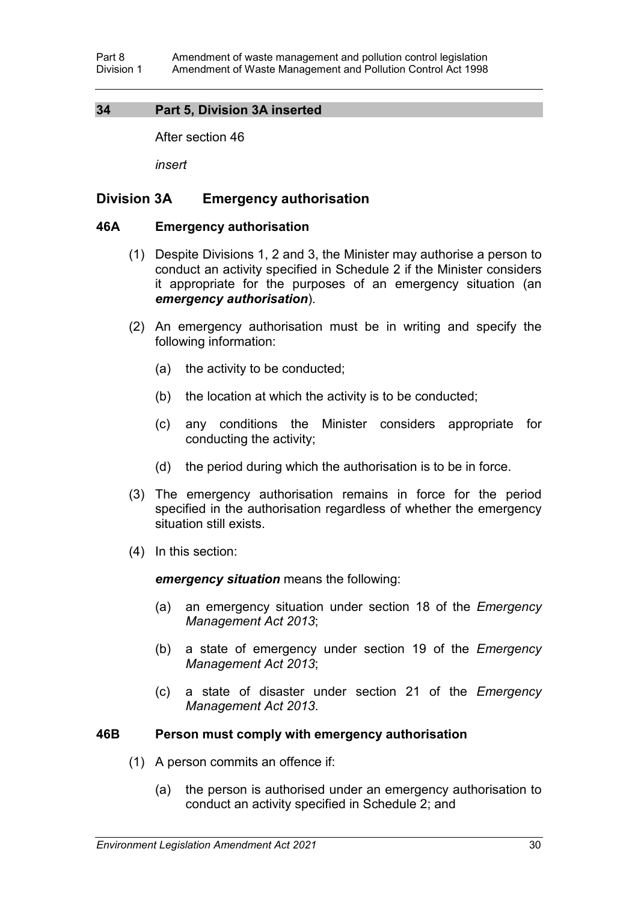### 34 Part 5, Division 3A inserted

After section 46

*insert*

## Division 3A Emergency authorisation

### 46A Emergency authorisation

(1) Despite Divisions 1, 2 and 3, the Minister may authorise a person to conduct an activity specified in Schedule 2 if the Minister considers it appropriate for the purposes of an emergency situation (an ***emergency authorisation***).

(2) An emergency authorisation must be in writing and specify the following information:

(a) the activity to be conducted;

(b) the location at which the activity is to be conducted;

(c) any conditions the Minister considers appropriate for conducting the activity;

(d) the period during which the authorisation is to be in force.

(3) The emergency authorisation remains in force for the period specified in the authorisation regardless of whether the emergency situation still exists.

(4) In this section:

***emergency situation*** means the following:

(a) an emergency situation under section 18 of the *Emergency Management Act 2013*;

(b) a state of emergency under section 19 of the *Emergency Management Act 2013*;

(c) a state of disaster under section 21 of the *Emergency Management Act 2013*.

### 46B Person must comply with emergency authorisation

(1) A person commits an offence if:

(a) the person is authorised under an emergency authorisation to conduct an activity specified in Schedule 2; and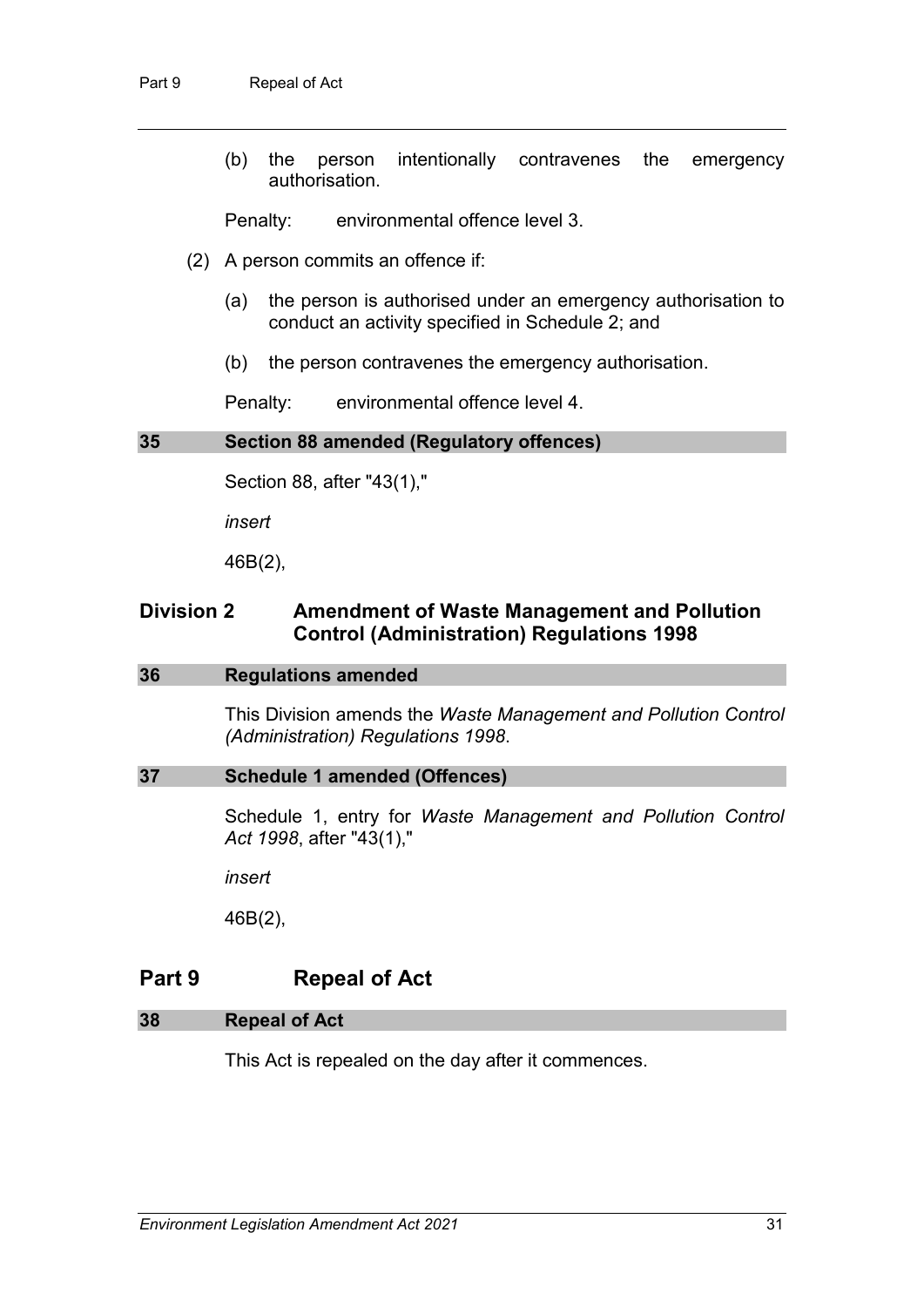(b) the person intentionally contravenes the emergency authorisation.

Penalty: environmental offence level 3.

(2) A person commits an offence if:

(a) the person is authorised under an emergency authorisation to conduct an activity specified in Schedule 2; and

(b) the person contravenes the emergency authorisation.

Penalty: environmental offence level 4.

### 35 Section 88 amended (Regulatory offences)

Section 88, after "43(1),"

*insert*

46B(2),

## Division 2 Amendment of Waste Management and Pollution Control (Administration) Regulations 1998

### 36 Regulations amended

This Division amends the *Waste Management and Pollution Control (Administration) Regulations 1998*.

### 37 Schedule 1 amended (Offences)

Schedule 1, entry for *Waste Management and Pollution Control Act 1998*, after "43(1),"

*insert*

46B(2),

## Part 9 Repeal of Act

### 38 Repeal of Act

This Act is repealed on the day after it commences.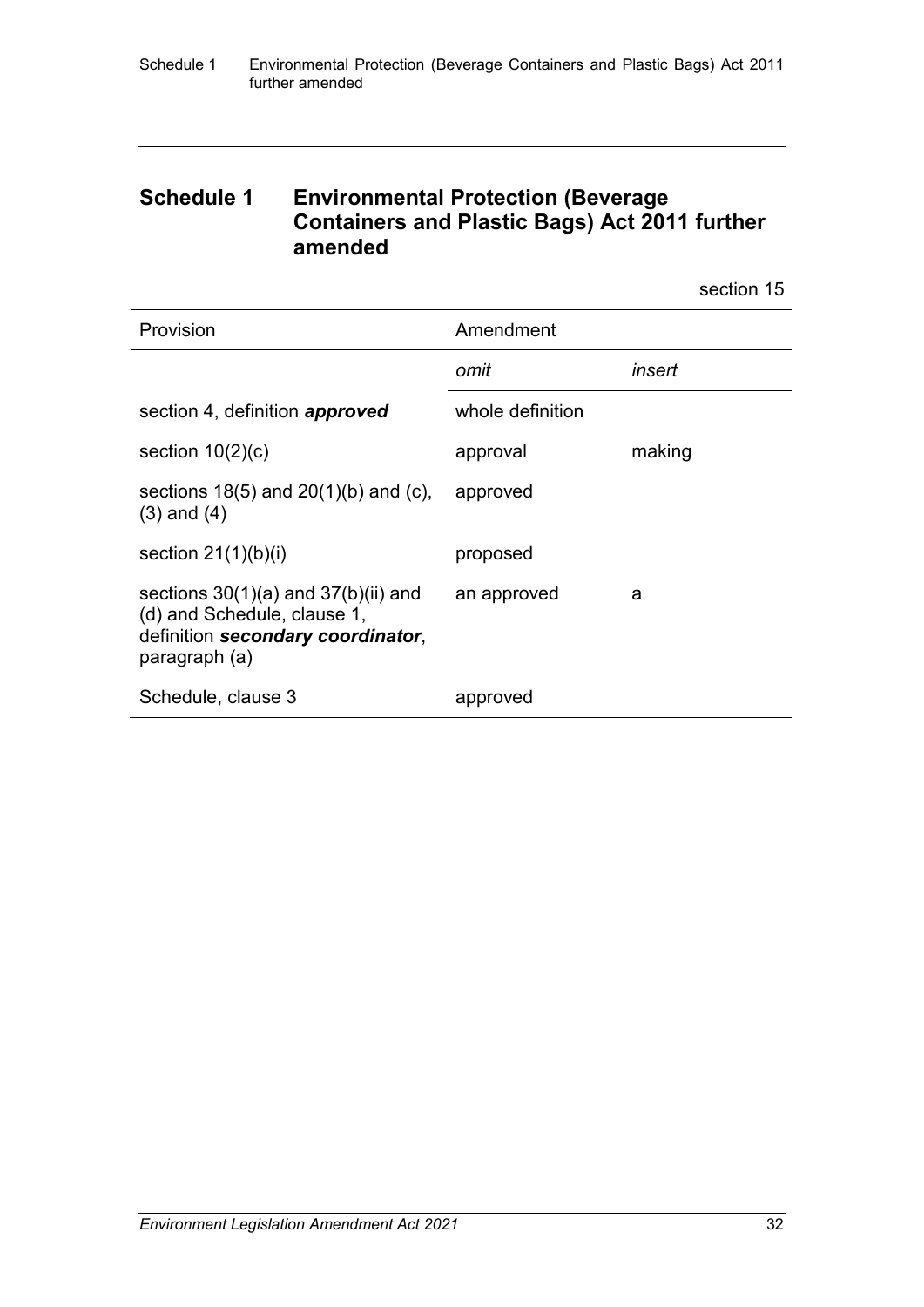## Schedule 1 Environmental Protection (Beverage Containers and Plastic Bags) Act 2011 further amended

section 15

| Provision | Amendment | |
|---|---|---|
| | *omit* | *insert* |
| section 4, definition ***approved*** | whole definition | |
| section 10(2)(c) | approval | making |
| sections 18(5) and 20(1)(b) and (c), (3) and (4) | approved | |
| section 21(1)(b)(i) | proposed | |
| sections 30(1)(a) and 37(b)(ii) and (d) and Schedule, clause 1, definition ***secondary coordinator***, paragraph (a) | an approved | a |
| Schedule, clause 3 | approved | |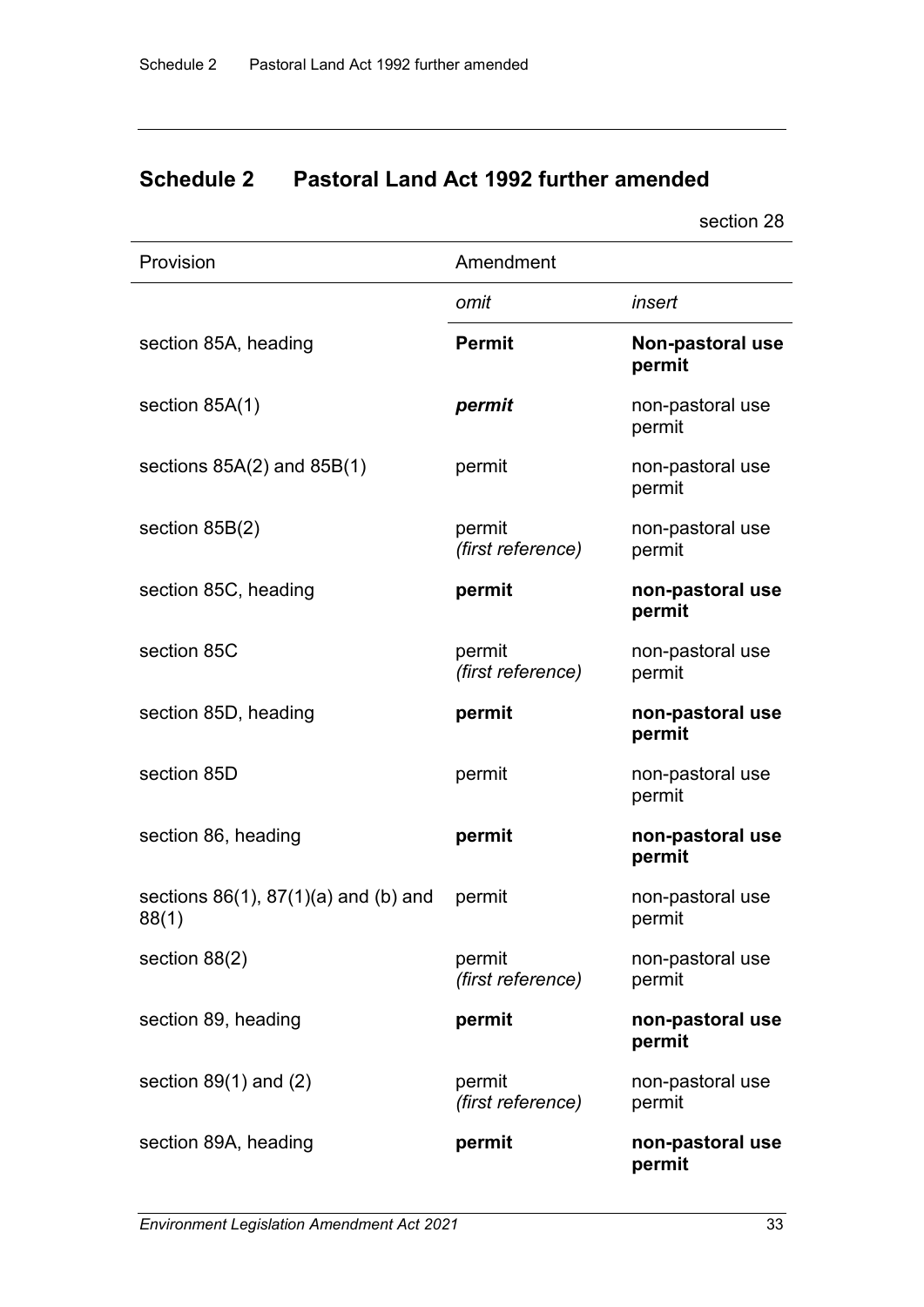## Schedule 2 Pastoral Land Act 1992 further amended

section 28

| Provision | Amendment | |
|---|---|---|
| | *omit* | *insert* |
| section 85A, heading | **Permit** | **Non-pastoral use permit** |
| section 85A(1) | ***permit*** | non-pastoral use permit |
| sections 85A(2) and 85B(1) | permit | non-pastoral use permit |
| section 85B(2) | permit *(first reference)* | non-pastoral use permit |
| section 85C, heading | **permit** | **non-pastoral use permit** |
| section 85C | permit *(first reference)* | non-pastoral use permit |
| section 85D, heading | **permit** | **non-pastoral use permit** |
| section 85D | permit | non-pastoral use permit |
| section 86, heading | **permit** | **non-pastoral use permit** |
| sections 86(1), 87(1)(a) and (b) and 88(1) | permit | non-pastoral use permit |
| section 88(2) | permit *(first reference)* | non-pastoral use permit |
| section 89, heading | **permit** | **non-pastoral use permit** |
| section 89(1) and (2) | permit *(first reference)* | non-pastoral use permit |
| section 89A, heading | **permit** | **non-pastoral use permit** |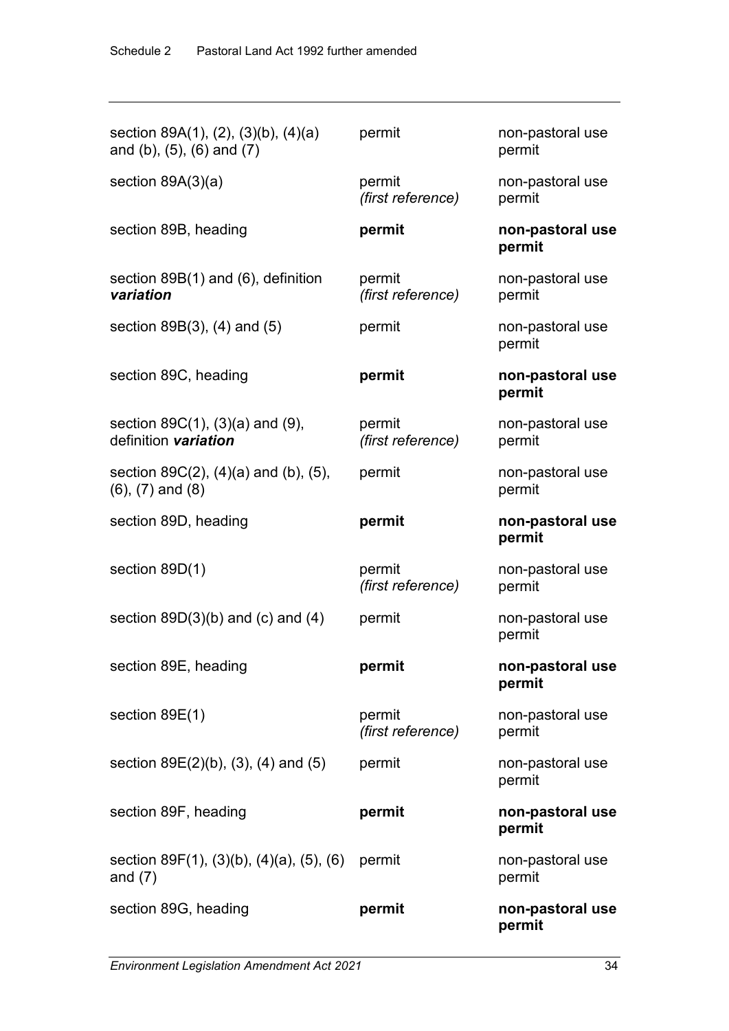| | | |
|---|---|---|
| section 89A(1), (2), (3)(b), (4)(a) and (b), (5), (6) and (7) | permit | non-pastoral use permit |
| section 89A(3)(a) | permit *(first reference)* | non-pastoral use permit |
| section 89B, heading | **permit** | **non-pastoral use permit** |
| section 89B(1) and (6), definition ***variation*** | permit *(first reference)* | non-pastoral use permit |
| section 89B(3), (4) and (5) | permit | non-pastoral use permit |
| section 89C, heading | **permit** | **non-pastoral use permit** |
| section 89C(1), (3)(a) and (9), definition ***variation*** | permit *(first reference)* | non-pastoral use permit |
| section 89C(2), (4)(a) and (b), (5), (6), (7) and (8) | permit | non-pastoral use permit |
| section 89D, heading | **permit** | **non-pastoral use permit** |
| section 89D(1) | permit *(first reference)* | non-pastoral use permit |
| section 89D(3)(b) and (c) and (4) | permit | non-pastoral use permit |
| section 89E, heading | **permit** | **non-pastoral use permit** |
| section 89E(1) | permit *(first reference)* | non-pastoral use permit |
| section 89E(2)(b), (3), (4) and (5) | permit | non-pastoral use permit |
| section 89F, heading | **permit** | **non-pastoral use permit** |
| section 89F(1), (3)(b), (4)(a), (5), (6) and (7) | permit | non-pastoral use permit |
| section 89G, heading | **permit** | **non-pastoral use permit** |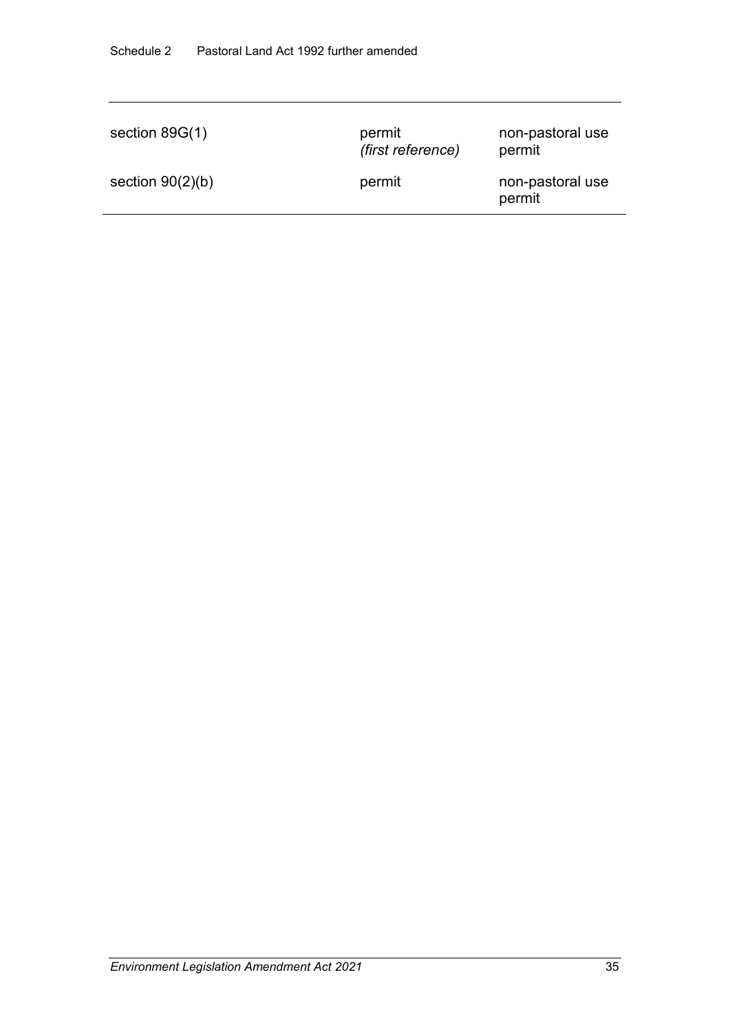| | | |
|---|---|---|
| section 89G(1) | permit *(first reference)* | non-pastoral use permit |
| section 90(2)(b) | permit | non-pastoral use permit |